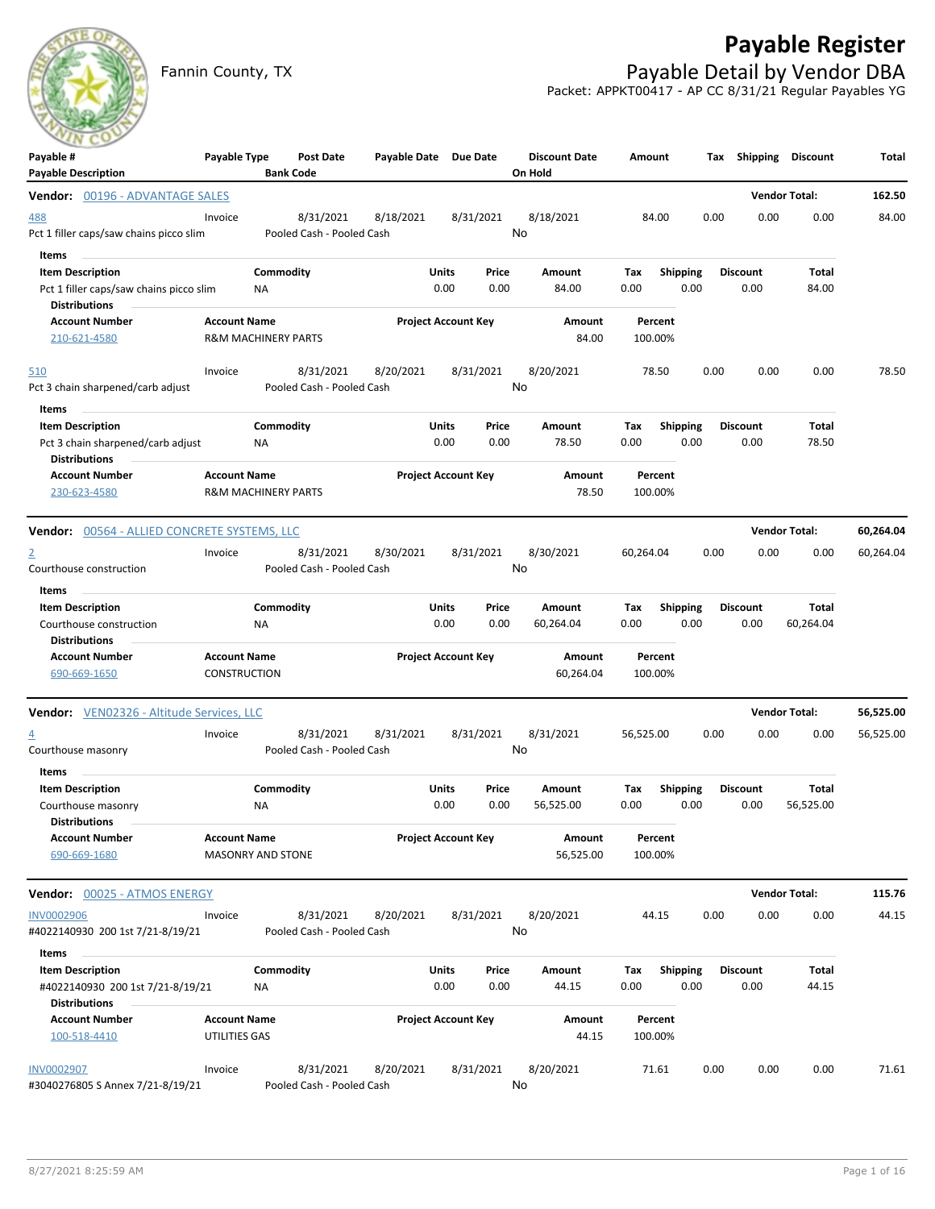# Payable Register

Fannin County, TX

## Payable Detail by Vendor DBA

Packet: APPKT00417 - AP CC 8/31/21 Regular Payables YG

| Payable # / Payable Description | Payable Type | Post Date / Bank Code | Payable Date | Due Date | Discount Date / On Hold | Amount | Tax | Shipping | Discount | Total |
|---|---|---|---|---|---|---|---|---|---|---|

### Vendor: 00196 - ADVANTAGE SALES — Vendor Total: 162.50

| Payable # | Payable Type | Post Date | Payable Date | Due Date | Discount Date | Amount | Tax | Shipping | Discount | Total |
|---|---|---|---|---|---|---|---|---|---|---|
| 488 | Invoice | 8/31/2021 | 8/18/2021 | 8/31/2021 | 8/18/2021 | 84.00 | 0.00 | 0.00 | 0.00 | 84.00 |

Pct 1 filler caps/saw chains picco slim — Pooled Cash - Pooled Cash — On Hold: No

**Items**

| Item Description | Commodity | Units | Price | Amount | Tax | Shipping | Discount | Total |
|---|---|---|---|---|---|---|---|---|
| Pct 1 filler caps/saw chains picco slim | NA | 0.00 | 0.00 | 84.00 | 0.00 | 0.00 | 0.00 | 84.00 |

**Distributions**

| Account Number | Account Name | Project Account Key | Amount | Percent |
|---|---|---|---|---|
| 210-621-4580 | R&M MACHINERY PARTS | | 84.00 | 100.00% |

| Payable # | Payable Type | Post Date | Payable Date | Due Date | Discount Date | Amount | Tax | Shipping | Discount | Total |
|---|---|---|---|---|---|---|---|---|---|---|
| 510 | Invoice | 8/31/2021 | 8/20/2021 | 8/31/2021 | 8/20/2021 | 78.50 | 0.00 | 0.00 | 0.00 | 78.50 |

Pct 3 chain sharpened/carb adjust — Pooled Cash - Pooled Cash — On Hold: No

**Items**

| Item Description | Commodity | Units | Price | Amount | Tax | Shipping | Discount | Total |
|---|---|---|---|---|---|---|---|---|
| Pct 3 chain sharpened/carb adjust | NA | 0.00 | 0.00 | 78.50 | 0.00 | 0.00 | 0.00 | 78.50 |

**Distributions**

| Account Number | Account Name | Project Account Key | Amount | Percent |
|---|---|---|---|---|
| 230-623-4580 | R&M MACHINERY PARTS | | 78.50 | 100.00% |

### Vendor: 00564 - ALLIED CONCRETE SYSTEMS, LLC — Vendor Total: 60,264.04

| Payable # | Payable Type | Post Date | Payable Date | Due Date | Discount Date | Amount | Tax | Shipping | Discount | Total |
|---|---|---|---|---|---|---|---|---|---|---|
| 2 | Invoice | 8/31/2021 | 8/30/2021 | 8/31/2021 | 8/30/2021 | 60,264.04 | 0.00 | 0.00 | 0.00 | 60,264.04 |

Courthouse construction — Pooled Cash - Pooled Cash — On Hold: No

**Items**

| Item Description | Commodity | Units | Price | Amount | Tax | Shipping | Discount | Total |
|---|---|---|---|---|---|---|---|---|
| Courthouse construction | NA | 0.00 | 0.00 | 60,264.04 | 0.00 | 0.00 | 0.00 | 60,264.04 |

**Distributions**

| Account Number | Account Name | Project Account Key | Amount | Percent |
|---|---|---|---|---|
| 690-669-1650 | CONSTRUCTION | | 60,264.04 | 100.00% |

### Vendor: VEN02326 - Altitude Services, LLC — Vendor Total: 56,525.00

| Payable # | Payable Type | Post Date | Payable Date | Due Date | Discount Date | Amount | Tax | Shipping | Discount | Total |
|---|---|---|---|---|---|---|---|---|---|---|
| 4 | Invoice | 8/31/2021 | 8/31/2021 | 8/31/2021 | 8/31/2021 | 56,525.00 | 0.00 | 0.00 | 0.00 | 56,525.00 |

Courthouse masonry — Pooled Cash - Pooled Cash — On Hold: No

**Items**

| Item Description | Commodity | Units | Price | Amount | Tax | Shipping | Discount | Total |
|---|---|---|---|---|---|---|---|---|
| Courthouse masonry | NA | 0.00 | 0.00 | 56,525.00 | 0.00 | 0.00 | 0.00 | 56,525.00 |

**Distributions**

| Account Number | Account Name | Project Account Key | Amount | Percent |
|---|---|---|---|---|
| 690-669-1680 | MASONRY AND STONE | | 56,525.00 | 100.00% |

### Vendor: 00025 - ATMOS ENERGY — Vendor Total: 115.76

| Payable # | Payable Type | Post Date | Payable Date | Due Date | Discount Date | Amount | Tax | Shipping | Discount | Total |
|---|---|---|---|---|---|---|---|---|---|---|
| INV0002906 | Invoice | 8/31/2021 | 8/20/2021 | 8/31/2021 | 8/20/2021 | 44.15 | 0.00 | 0.00 | 0.00 | 44.15 |

#4022140930 200 1st 7/21-8/19/21 — Pooled Cash - Pooled Cash — On Hold: No

**Items**

| Item Description | Commodity | Units | Price | Amount | Tax | Shipping | Discount | Total |
|---|---|---|---|---|---|---|---|---|
| #4022140930 200 1st 7/21-8/19/21 | NA | 0.00 | 0.00 | 44.15 | 0.00 | 0.00 | 0.00 | 44.15 |

**Distributions**

| Account Number | Account Name | Project Account Key | Amount | Percent |
|---|---|---|---|---|
| 100-518-4410 | UTILITIES GAS | | 44.15 | 100.00% |

| Payable # | Payable Type | Post Date | Payable Date | Due Date | Discount Date | Amount | Tax | Shipping | Discount | Total |
|---|---|---|---|---|---|---|---|---|---|---|
| INV0002907 | Invoice | 8/31/2021 | 8/20/2021 | 8/31/2021 | 8/20/2021 | 71.61 | 0.00 | 0.00 | 0.00 | 71.61 |

#3040276805 S Annex 7/21-8/19/21 — Pooled Cash - Pooled Cash — On Hold: No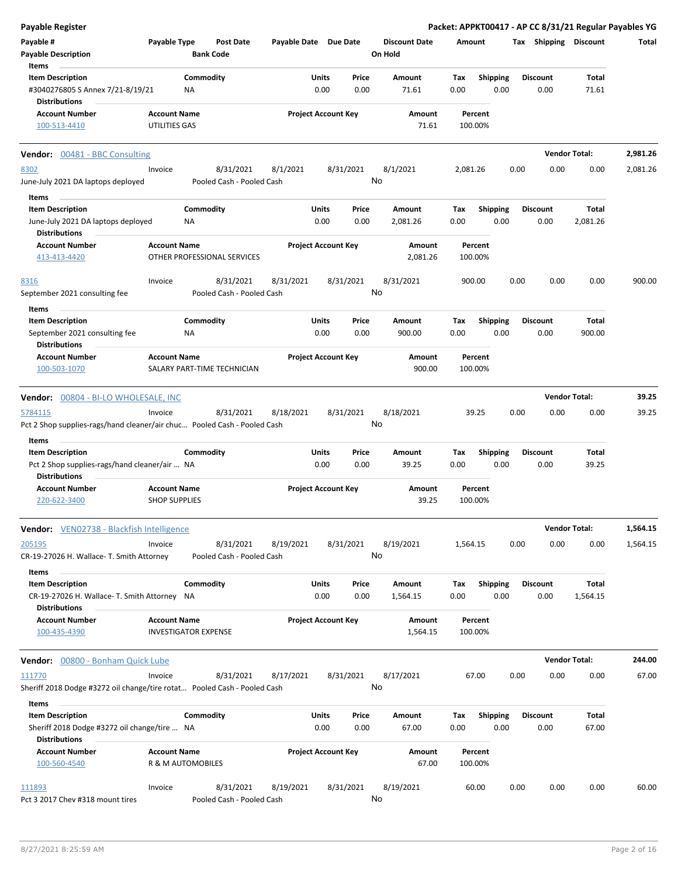**Payable Register** — **Packet: APPKT00417 - AP CC 8/31/21 Regular Payables YG**

| Payable # | Payable Type | Post Date | Payable Date | Due Date | Discount Date | Amount | Tax | Shipping | Discount | Total |
|---|---|---|---|---|---|---|---|---|---|---|
| Payable Description | | Bank Code | | | On Hold | | | | | |

**Items**

| Item Description | Commodity | Units | Price | Amount | Tax | Shipping | Discount | Total |
|---|---|---|---|---|---|---|---|---|
| #3040276805 S Annex 7/21-8/19/21 | NA | 0.00 | 0.00 | 71.61 | 0.00 | 0.00 | 0.00 | 71.61 |

**Distributions**

| Account Number | Account Name | Project Account Key | Amount | Percent |
|---|---|---|---|---|
| 100-513-4410 | UTILITIES GAS | | 71.61 | 100.00% |

---

**Vendor: 00481 - BBC Consulting** — **Vendor Total: 2,981.26**

| Payable # | Payable Type | Post Date | Payable Date | Due Date | Discount Date | Amount | Tax | Shipping | Discount | Total |
|---|---|---|---|---|---|---|---|---|---|---|
| 8302 | Invoice | 8/31/2021 | 8/1/2021 | 8/31/2021 | 8/1/2021 | 2,081.26 | 0.00 | 0.00 | 0.00 | 2,081.26 |
| June-July 2021 DA laptops deployed | | Pooled Cash - Pooled Cash | | | No | | | | | |

**Items**

| Item Description | Commodity | Units | Price | Amount | Tax | Shipping | Discount | Total |
|---|---|---|---|---|---|---|---|---|
| June-July 2021 DA laptops deployed | NA | 0.00 | 0.00 | 2,081.26 | 0.00 | 0.00 | 0.00 | 2,081.26 |

**Distributions**

| Account Number | Account Name | Project Account Key | Amount | Percent |
|---|---|---|---|---|
| 413-413-4420 | OTHER PROFESSIONAL SERVICES | | 2,081.26 | 100.00% |

| Payable # | Payable Type | Post Date | Payable Date | Due Date | Discount Date | Amount | Tax | Shipping | Discount | Total |
|---|---|---|---|---|---|---|---|---|---|---|
| 8316 | Invoice | 8/31/2021 | 8/31/2021 | 8/31/2021 | 8/31/2021 | 900.00 | 0.00 | 0.00 | 0.00 | 900.00 |
| September 2021 consulting fee | | Pooled Cash - Pooled Cash | | | No | | | | | |

**Items**

| Item Description | Commodity | Units | Price | Amount | Tax | Shipping | Discount | Total |
|---|---|---|---|---|---|---|---|---|
| September 2021 consulting fee | NA | 0.00 | 0.00 | 900.00 | 0.00 | 0.00 | 0.00 | 900.00 |

**Distributions**

| Account Number | Account Name | Project Account Key | Amount | Percent |
|---|---|---|---|---|
| 100-503-1070 | SALARY PART-TIME TECHNICIAN | | 900.00 | 100.00% |

---

**Vendor: 00804 - BI-LO WHOLESALE, INC** — **Vendor Total: 39.25**

| Payable # | Payable Type | Post Date | Payable Date | Due Date | Discount Date | Amount | Tax | Shipping | Discount | Total |
|---|---|---|---|---|---|---|---|---|---|---|
| 5784115 | Invoice | 8/31/2021 | 8/18/2021 | 8/31/2021 | 8/18/2021 | 39.25 | 0.00 | 0.00 | 0.00 | 39.25 |
| Pct 2 Shop supplies-rags/hand cleaner/air chuc… | | Pooled Cash - Pooled Cash | | | No | | | | | |

**Items**

| Item Description | Commodity | Units | Price | Amount | Tax | Shipping | Discount | Total |
|---|---|---|---|---|---|---|---|---|
| Pct 2 Shop supplies-rags/hand cleaner/air … | NA | 0.00 | 0.00 | 39.25 | 0.00 | 0.00 | 0.00 | 39.25 |

**Distributions**

| Account Number | Account Name | Project Account Key | Amount | Percent |
|---|---|---|---|---|
| 220-622-3400 | SHOP SUPPLIES | | 39.25 | 100.00% |

---

**Vendor: VEN02738 - Blackfish Intelligence** — **Vendor Total: 1,564.15**

| Payable # | Payable Type | Post Date | Payable Date | Due Date | Discount Date | Amount | Tax | Shipping | Discount | Total |
|---|---|---|---|---|---|---|---|---|---|---|
| 205195 | Invoice | 8/31/2021 | 8/19/2021 | 8/31/2021 | 8/19/2021 | 1,564.15 | 0.00 | 0.00 | 0.00 | 1,564.15 |
| CR-19-27026 H. Wallace- T. Smith Attorney | | Pooled Cash - Pooled Cash | | | No | | | | | |

**Items**

| Item Description | Commodity | Units | Price | Amount | Tax | Shipping | Discount | Total |
|---|---|---|---|---|---|---|---|---|
| CR-19-27026 H. Wallace- T. Smith Attorney … | NA | 0.00 | 0.00 | 1,564.15 | 0.00 | 0.00 | 0.00 | 1,564.15 |

**Distributions**

| Account Number | Account Name | Project Account Key | Amount | Percent |
|---|---|---|---|---|
| 100-435-4390 | INVESTIGATOR EXPENSE | | 1,564.15 | 100.00% |

---

**Vendor: 00800 - Bonham Quick Lube** — **Vendor Total: 244.00**

| Payable # | Payable Type | Post Date | Payable Date | Due Date | Discount Date | Amount | Tax | Shipping | Discount | Total |
|---|---|---|---|---|---|---|---|---|---|---|
| 111770 | Invoice | 8/31/2021 | 8/17/2021 | 8/31/2021 | 8/17/2021 | 67.00 | 0.00 | 0.00 | 0.00 | 67.00 |
| Sheriff 2018 Dodge #3272 oil change/tire rotat… | | Pooled Cash - Pooled Cash | | | No | | | | | |

**Items**

| Item Description | Commodity | Units | Price | Amount | Tax | Shipping | Discount | Total |
|---|---|---|---|---|---|---|---|---|
| Sheriff 2018 Dodge #3272 oil change/tire … | NA | 0.00 | 0.00 | 67.00 | 0.00 | 0.00 | 0.00 | 67.00 |

**Distributions**

| Account Number | Account Name | Project Account Key | Amount | Percent |
|---|---|---|---|---|
| 100-560-4540 | R & M AUTOMOBILES | | 67.00 | 100.00% |

| Payable # | Payable Type | Post Date | Payable Date | Due Date | Discount Date | Amount | Tax | Shipping | Discount | Total |
|---|---|---|---|---|---|---|---|---|---|---|
| 111893 | Invoice | 8/31/2021 | 8/19/2021 | 8/31/2021 | 8/19/2021 | 60.00 | 0.00 | 0.00 | 0.00 | 60.00 |
| Pct 3 2017 Chev #318 mount tires | | Pooled Cash - Pooled Cash | | | No | | | | | |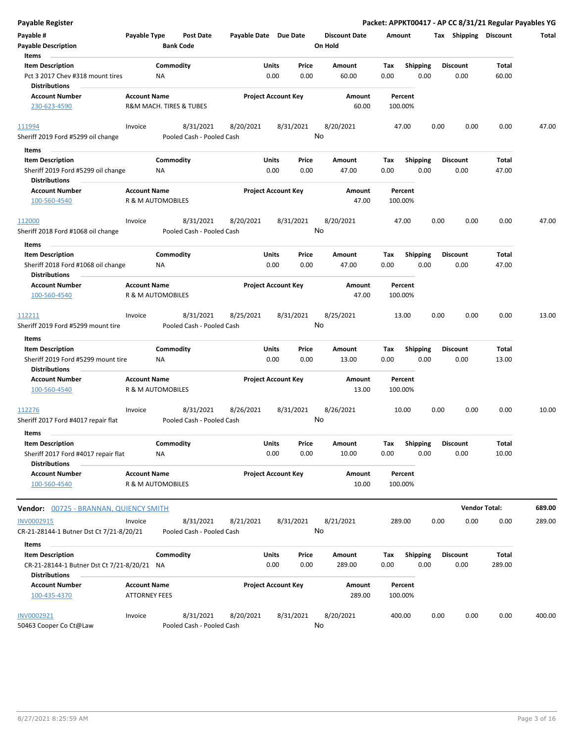**Payable Register** — **Packet: APPKT00417 - AP CC 8/31/21 Regular Payables YG**

| Payable # | Payable Type | Post Date | Payable Date | Due Date | Discount Date | Amount | Tax | Shipping | Discount | Total |
|---|---|---|---|---|---|---|---|---|---|---|
| Payable Description | | Bank Code | | | On Hold | | | | | |

**Items**

| Item Description | Commodity | Units | Price | Amount | Tax | Shipping | Discount | Total |
|---|---|---|---|---|---|---|---|---|
| Pct 3 2017 Chev #318 mount tires | NA | 0.00 | 0.00 | 60.00 | 0.00 | 0.00 | 0.00 | 60.00 |

**Distributions**

| Account Number | Account Name | Project Account Key | Amount | Percent |
|---|---|---|---|---|
| 230-623-4590 | R&M MACH. TIRES & TUBES | | 60.00 | 100.00% |

| Payable # | Payable Type | Post Date | Payable Date | Due Date | Discount Date | Amount | Tax | Shipping | Discount | Total |
|---|---|---|---|---|---|---|---|---|---|---|
| 111994 | Invoice | 8/31/2021 | 8/20/2021 | 8/31/2021 | 8/20/2021 | 47.00 | 0.00 | 0.00 | 0.00 | 47.00 |
| Sheriff 2019 Ford #5299 oil change | | Pooled Cash - Pooled Cash | | | No | | | | | |

**Items**

| Item Description | Commodity | Units | Price | Amount | Tax | Shipping | Discount | Total |
|---|---|---|---|---|---|---|---|---|
| Sheriff 2019 Ford #5299 oil change | NA | 0.00 | 0.00 | 47.00 | 0.00 | 0.00 | 0.00 | 47.00 |

**Distributions**

| Account Number | Account Name | Project Account Key | Amount | Percent |
|---|---|---|---|---|
| 100-560-4540 | R & M AUTOMOBILES | | 47.00 | 100.00% |

| Payable # | Payable Type | Post Date | Payable Date | Due Date | Discount Date | Amount | Tax | Shipping | Discount | Total |
|---|---|---|---|---|---|---|---|---|---|---|
| 112000 | Invoice | 8/31/2021 | 8/20/2021 | 8/31/2021 | 8/20/2021 | 47.00 | 0.00 | 0.00 | 0.00 | 47.00 |
| Sheriff 2018 Ford #1068 oil change | | Pooled Cash - Pooled Cash | | | No | | | | | |

**Items**

| Item Description | Commodity | Units | Price | Amount | Tax | Shipping | Discount | Total |
|---|---|---|---|---|---|---|---|---|
| Sheriff 2018 Ford #1068 oil change | NA | 0.00 | 0.00 | 47.00 | 0.00 | 0.00 | 0.00 | 47.00 |

**Distributions**

| Account Number | Account Name | Project Account Key | Amount | Percent |
|---|---|---|---|---|
| 100-560-4540 | R & M AUTOMOBILES | | 47.00 | 100.00% |

| Payable # | Payable Type | Post Date | Payable Date | Due Date | Discount Date | Amount | Tax | Shipping | Discount | Total |
|---|---|---|---|---|---|---|---|---|---|---|
| 112211 | Invoice | 8/31/2021 | 8/25/2021 | 8/31/2021 | 8/25/2021 | 13.00 | 0.00 | 0.00 | 0.00 | 13.00 |
| Sheriff 2019 Ford #5299 mount tire | | Pooled Cash - Pooled Cash | | | No | | | | | |

**Items**

| Item Description | Commodity | Units | Price | Amount | Tax | Shipping | Discount | Total |
|---|---|---|---|---|---|---|---|---|
| Sheriff 2019 Ford #5299 mount tire | NA | 0.00 | 0.00 | 13.00 | 0.00 | 0.00 | 0.00 | 13.00 |

**Distributions**

| Account Number | Account Name | Project Account Key | Amount | Percent |
|---|---|---|---|---|
| 100-560-4540 | R & M AUTOMOBILES | | 13.00 | 100.00% |

| Payable # | Payable Type | Post Date | Payable Date | Due Date | Discount Date | Amount | Tax | Shipping | Discount | Total |
|---|---|---|---|---|---|---|---|---|---|---|
| 112276 | Invoice | 8/31/2021 | 8/26/2021 | 8/31/2021 | 8/26/2021 | 10.00 | 0.00 | 0.00 | 0.00 | 10.00 |
| Sheriff 2017 Ford #4017 repair flat | | Pooled Cash - Pooled Cash | | | No | | | | | |

**Items**

| Item Description | Commodity | Units | Price | Amount | Tax | Shipping | Discount | Total |
|---|---|---|---|---|---|---|---|---|
| Sheriff 2017 Ford #4017 repair flat | NA | 0.00 | 0.00 | 10.00 | 0.00 | 0.00 | 0.00 | 10.00 |

**Distributions**

| Account Number | Account Name | Project Account Key | Amount | Percent |
|---|---|---|---|---|
| 100-560-4540 | R & M AUTOMOBILES | | 10.00 | 100.00% |

**Vendor Total: 689.00**

**Vendor: 00725 - BRANNAN, QUIENCY SMITH**

| Payable # | Payable Type | Post Date | Payable Date | Due Date | Discount Date | Amount | Tax | Shipping | Discount | Total |
|---|---|---|---|---|---|---|---|---|---|---|
| INV0002915 | Invoice | 8/31/2021 | 8/21/2021 | 8/31/2021 | 8/21/2021 | 289.00 | 0.00 | 0.00 | 0.00 | 289.00 |
| CR-21-28144-1 Butner Dst Ct 7/21-8/20/21 | | Pooled Cash - Pooled Cash | | | No | | | | | |

**Items**

| Item Description | Commodity | Units | Price | Amount | Tax | Shipping | Discount | Total |
|---|---|---|---|---|---|---|---|---|
| CR-21-28144-1 Butner Dst Ct 7/21-8/20/21 | NA | 0.00 | 0.00 | 289.00 | 0.00 | 0.00 | 0.00 | 289.00 |

**Distributions**

| Account Number | Account Name | Project Account Key | Amount | Percent |
|---|---|---|---|---|
| 100-435-4370 | ATTORNEY FEES | | 289.00 | 100.00% |

| Payable # | Payable Type | Post Date | Payable Date | Due Date | Discount Date | Amount | Tax | Shipping | Discount | Total |
|---|---|---|---|---|---|---|---|---|---|---|
| INV0002921 | Invoice | 8/31/2021 | 8/20/2021 | 8/31/2021 | 8/20/2021 | 400.00 | 0.00 | 0.00 | 0.00 | 400.00 |
| 50463 Cooper Co Ct@Law | | Pooled Cash - Pooled Cash | | | No | | | | | |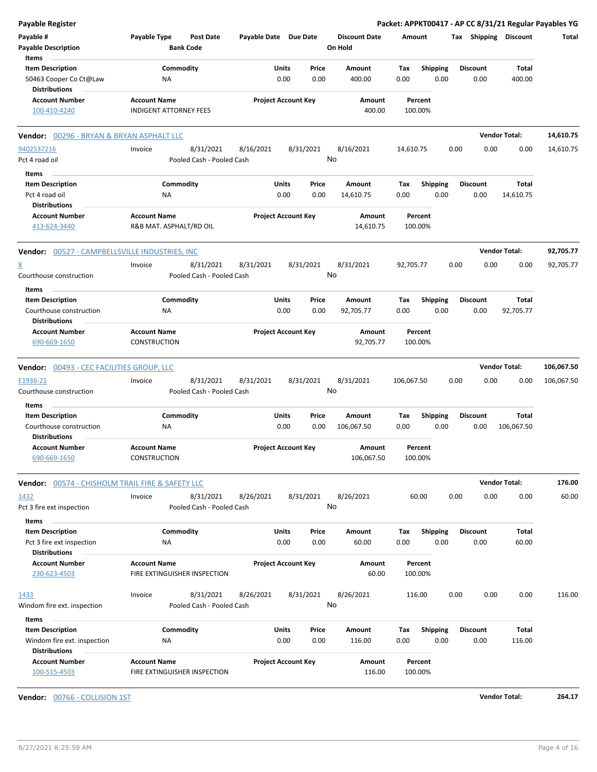**Payable Register** — Packet: APPKT00417 - AP CC 8/31/21 Regular Payables YG

| Payable # | Payable Type | Post Date | Payable Date | Due Date | Discount Date | Amount | Tax | Shipping | Discount | Total |
|---|---|---|---|---|---|---|---|---|---|---|
| Payable Description | | Bank Code | | | On Hold | | | | | |

**Items**

| Item Description | Commodity | Units | Price | Amount | Tax | Shipping | Discount | Total |
|---|---|---|---|---|---|---|---|---|
| 50463 Cooper Co Ct@Law | NA | 0.00 | 0.00 | 400.00 | 0.00 | 0.00 | 0.00 | 400.00 |

**Distributions**

| Account Number | Account Name | Project Account Key | Amount | Percent |
|---|---|---|---|---|
| 100-410-4240 | INDIGENT ATTORNEY FEES | | 400.00 | 100.00% |

---

**Vendor: 00296 - BRYAN & BRYAN ASPHALT LLC** — Vendor Total: **14,610.75**

| Payable # | Payable Type | Post Date | Payable Date | Due Date | Discount Date | Amount | Tax | Shipping | Discount | Total |
|---|---|---|---|---|---|---|---|---|---|---|
| 9402537216 | Invoice | 8/31/2021 | 8/16/2021 | 8/31/2021 | 8/16/2021 | 14,610.75 | 0.00 | 0.00 | 0.00 | 14,610.75 |
| Pct 4 road oil | | Pooled Cash - Pooled Cash | | | No | | | | | |

**Items**

| Item Description | Commodity | Units | Price | Amount | Tax | Shipping | Discount | Total |
|---|---|---|---|---|---|---|---|---|
| Pct 4 road oil | NA | 0.00 | 0.00 | 14,610.75 | 0.00 | 0.00 | 0.00 | 14,610.75 |

**Distributions**

| Account Number | Account Name | Project Account Key | Amount | Percent |
|---|---|---|---|---|
| 413-624-3440 | R&B MAT. ASPHALT/RD OIL | | 14,610.75 | 100.00% |

---

**Vendor: 00527 - CAMPBELLSVILLE INDUSTRIES, INC** — Vendor Total: **92,705.77**

| Payable # | Payable Type | Post Date | Payable Date | Due Date | Discount Date | Amount | Tax | Shipping | Discount | Total |
|---|---|---|---|---|---|---|---|---|---|---|
| 8 | Invoice | 8/31/2021 | 8/31/2021 | 8/31/2021 | 8/31/2021 | 92,705.77 | 0.00 | 0.00 | 0.00 | 92,705.77 |
| Courthouse construction | | Pooled Cash - Pooled Cash | | | No | | | | | |

**Items**

| Item Description | Commodity | Units | Price | Amount | Tax | Shipping | Discount | Total |
|---|---|---|---|---|---|---|---|---|
| Courthouse construction | NA | 0.00 | 0.00 | 92,705.77 | 0.00 | 0.00 | 0.00 | 92,705.77 |

**Distributions**

| Account Number | Account Name | Project Account Key | Amount | Percent |
|---|---|---|---|---|
| 690-669-1650 | CONSTRUCTION | | 92,705.77 | 100.00% |

---

**Vendor: 00493 - CEC FACILITIES GROUP, LLC** — Vendor Total: **106,067.50**

| Payable # | Payable Type | Post Date | Payable Date | Due Date | Discount Date | Amount | Tax | Shipping | Discount | Total |
|---|---|---|---|---|---|---|---|---|---|---|
| E1936-21 | Invoice | 8/31/2021 | 8/31/2021 | 8/31/2021 | 8/31/2021 | 106,067.50 | 0.00 | 0.00 | 0.00 | 106,067.50 |
| Courthouse construction | | Pooled Cash - Pooled Cash | | | No | | | | | |

**Items**

| Item Description | Commodity | Units | Price | Amount | Tax | Shipping | Discount | Total |
|---|---|---|---|---|---|---|---|---|
| Courthouse construction | NA | 0.00 | 0.00 | 106,067.50 | 0.00 | 0.00 | 0.00 | 106,067.50 |

**Distributions**

| Account Number | Account Name | Project Account Key | Amount | Percent |
|---|---|---|---|---|
| 690-669-1650 | CONSTRUCTION | | 106,067.50 | 100.00% |

---

**Vendor: 00574 - CHISHOLM TRAIL FIRE & SAFETY LLC** — Vendor Total: **176.00**

| Payable # | Payable Type | Post Date | Payable Date | Due Date | Discount Date | Amount | Tax | Shipping | Discount | Total |
|---|---|---|---|---|---|---|---|---|---|---|
| 1432 | Invoice | 8/31/2021 | 8/26/2021 | 8/31/2021 | 8/26/2021 | 60.00 | 0.00 | 0.00 | 0.00 | 60.00 |
| Pct 3 fire ext inspection | | Pooled Cash - Pooled Cash | | | No | | | | | |

**Items**

| Item Description | Commodity | Units | Price | Amount | Tax | Shipping | Discount | Total |
|---|---|---|---|---|---|---|---|---|
| Pct 3 fire ext inspection | NA | 0.00 | 0.00 | 60.00 | 0.00 | 0.00 | 0.00 | 60.00 |

**Distributions**

| Account Number | Account Name | Project Account Key | Amount | Percent |
|---|---|---|---|---|
| 230-623-4503 | FIRE EXTINGUISHER INSPECTION | | 60.00 | 100.00% |

| Payable # | Payable Type | Post Date | Payable Date | Due Date | Discount Date | Amount | Tax | Shipping | Discount | Total |
|---|---|---|---|---|---|---|---|---|---|---|
| 1433 | Invoice | 8/31/2021 | 8/26/2021 | 8/31/2021 | 8/26/2021 | 116.00 | 0.00 | 0.00 | 0.00 | 116.00 |
| Windom fire ext. inspection | | Pooled Cash - Pooled Cash | | | No | | | | | |

**Items**

| Item Description | Commodity | Units | Price | Amount | Tax | Shipping | Discount | Total |
|---|---|---|---|---|---|---|---|---|
| Windom fire ext. inspection | NA | 0.00 | 0.00 | 116.00 | 0.00 | 0.00 | 0.00 | 116.00 |

**Distributions**

| Account Number | Account Name | Project Account Key | Amount | Percent |
|---|---|---|---|---|
| 100-515-4503 | FIRE EXTINGUISHER INSPECTION | | 116.00 | 100.00% |

---

**Vendor: 00766 - COLLISION 1ST** — Vendor Total: **264.17**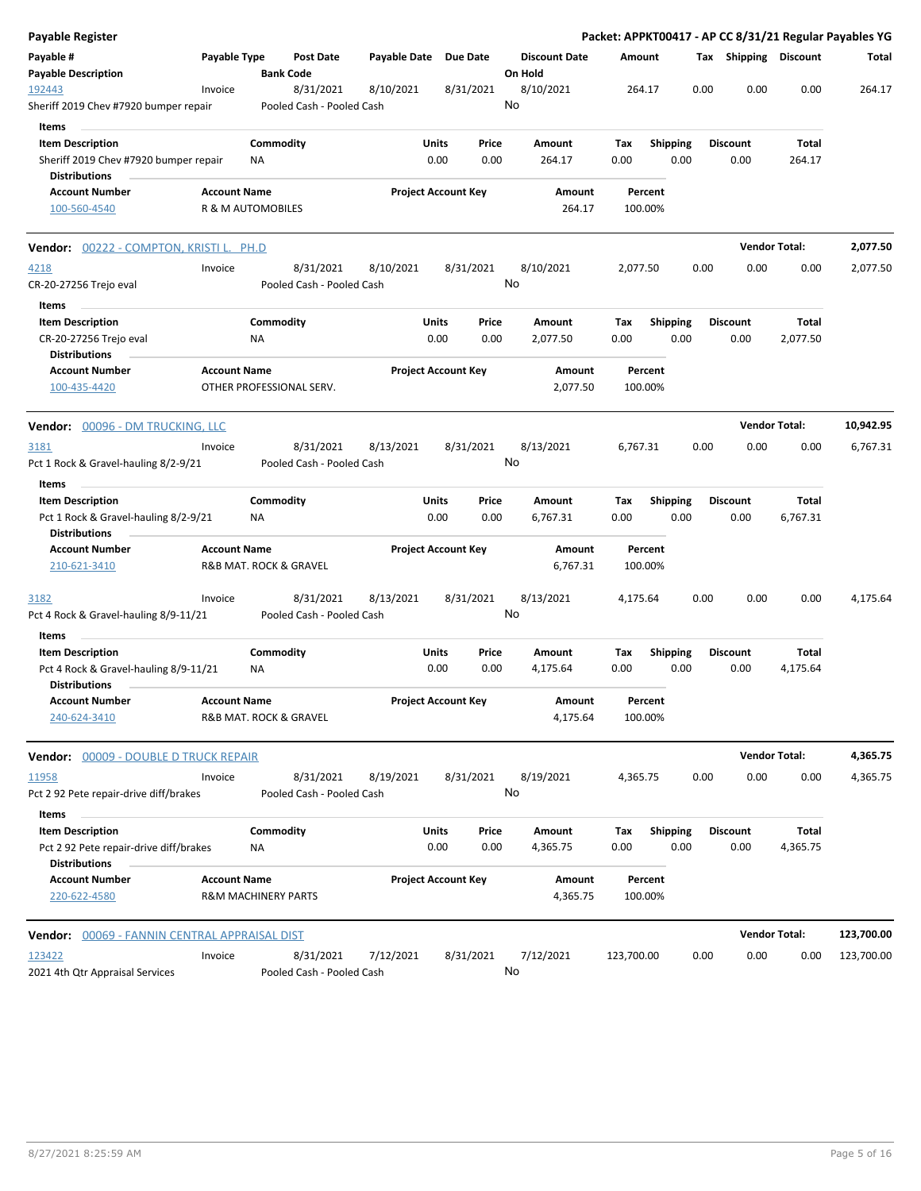# Payable Register

**Packet: APPKT00417 - AP CC 8/31/21 Regular Payables YG**

| Payable # | Payable Type | Post Date | Payable Date | Due Date | Discount Date | Amount | Tax | Shipping | Discount | Total |
|---|---|---|---|---|---|---|---|---|---|---|
| **Payable Description** | | **Bank Code** | | | **On Hold** | | | | | |

192443 | Invoice | 8/31/2021 | 8/10/2021 | 8/31/2021 | 8/10/2021 | 264.17 | 0.00 | 0.00 | 0.00 | 264.17
Sheriff 2019 Chev #7920 bumper repair | Pooled Cash - Pooled Cash | On Hold: No

**Items**

| Item Description | Commodity | Units | Price | Amount | Tax | Shipping | Discount | Total |
|---|---|---|---|---|---|---|---|---|
| Sheriff 2019 Chev #7920 bumper repair | NA | 0.00 | 0.00 | 264.17 | 0.00 | 0.00 | 0.00 | 264.17 |

**Distributions**

| Account Number | Account Name | Project Account Key | Amount | Percent |
|---|---|---|---|---|
| 100-560-4540 | R & M AUTOMOBILES | | 264.17 | 100.00% |

## Vendor: 00222 - COMPTON, KRISTI L. PH.D — Vendor Total: 2,077.50

4218 | Invoice | 8/31/2021 | 8/10/2021 | 8/31/2021 | 8/10/2021 | 2,077.50 | 0.00 | 0.00 | 0.00 | 2,077.50
CR-20-27256 Trejo eval | Pooled Cash - Pooled Cash | On Hold: No

**Items**

| Item Description | Commodity | Units | Price | Amount | Tax | Shipping | Discount | Total |
|---|---|---|---|---|---|---|---|---|
| CR-20-27256 Trejo eval | NA | 0.00 | 0.00 | 2,077.50 | 0.00 | 0.00 | 0.00 | 2,077.50 |

**Distributions**

| Account Number | Account Name | Project Account Key | Amount | Percent |
|---|---|---|---|---|
| 100-435-4420 | OTHER PROFESSIONAL SERV. | | 2,077.50 | 100.00% |

## Vendor: 00096 - DM TRUCKING, LLC — Vendor Total: 10,942.95

3181 | Invoice | 8/31/2021 | 8/13/2021 | 8/31/2021 | 8/13/2021 | 6,767.31 | 0.00 | 0.00 | 0.00 | 6,767.31
Pct 1 Rock & Gravel-hauling 8/2-9/21 | Pooled Cash - Pooled Cash | On Hold: No

**Items**

| Item Description | Commodity | Units | Price | Amount | Tax | Shipping | Discount | Total |
|---|---|---|---|---|---|---|---|---|
| Pct 1 Rock & Gravel-hauling 8/2-9/21 | NA | 0.00 | 0.00 | 6,767.31 | 0.00 | 0.00 | 0.00 | 6,767.31 |

**Distributions**

| Account Number | Account Name | Project Account Key | Amount | Percent |
|---|---|---|---|---|
| 210-621-3410 | R&B MAT. ROCK & GRAVEL | | 6,767.31 | 100.00% |

3182 | Invoice | 8/31/2021 | 8/13/2021 | 8/31/2021 | 8/13/2021 | 4,175.64 | 0.00 | 0.00 | 0.00 | 4,175.64
Pct 4 Rock & Gravel-hauling 8/9-11/21 | Pooled Cash - Pooled Cash | On Hold: No

**Items**

| Item Description | Commodity | Units | Price | Amount | Tax | Shipping | Discount | Total |
|---|---|---|---|---|---|---|---|---|
| Pct 4 Rock & Gravel-hauling 8/9-11/21 | NA | 0.00 | 0.00 | 4,175.64 | 0.00 | 0.00 | 0.00 | 4,175.64 |

**Distributions**

| Account Number | Account Name | Project Account Key | Amount | Percent |
|---|---|---|---|---|
| 240-624-3410 | R&B MAT. ROCK & GRAVEL | | 4,175.64 | 100.00% |

## Vendor: 00009 - DOUBLE D TRUCK REPAIR — Vendor Total: 4,365.75

11958 | Invoice | 8/31/2021 | 8/19/2021 | 8/31/2021 | 8/19/2021 | 4,365.75 | 0.00 | 0.00 | 0.00 | 4,365.75
Pct 2 92 Pete repair-drive diff/brakes | Pooled Cash - Pooled Cash | On Hold: No

**Items**

| Item Description | Commodity | Units | Price | Amount | Tax | Shipping | Discount | Total |
|---|---|---|---|---|---|---|---|---|
| Pct 2 92 Pete repair-drive diff/brakes | NA | 0.00 | 0.00 | 4,365.75 | 0.00 | 0.00 | 0.00 | 4,365.75 |

**Distributions**

| Account Number | Account Name | Project Account Key | Amount | Percent |
|---|---|---|---|---|
| 220-622-4580 | R&M MACHINERY PARTS | | 4,365.75 | 100.00% |

## Vendor: 00069 - FANNIN CENTRAL APPRAISAL DIST — Vendor Total: 123,700.00

123422 | Invoice | 8/31/2021 | 7/12/2021 | 8/31/2021 | 7/12/2021 | 123,700.00 | 0.00 | 0.00 | 0.00 | 123,700.00
2021 4th Qtr Appraisal Services | Pooled Cash - Pooled Cash | On Hold: No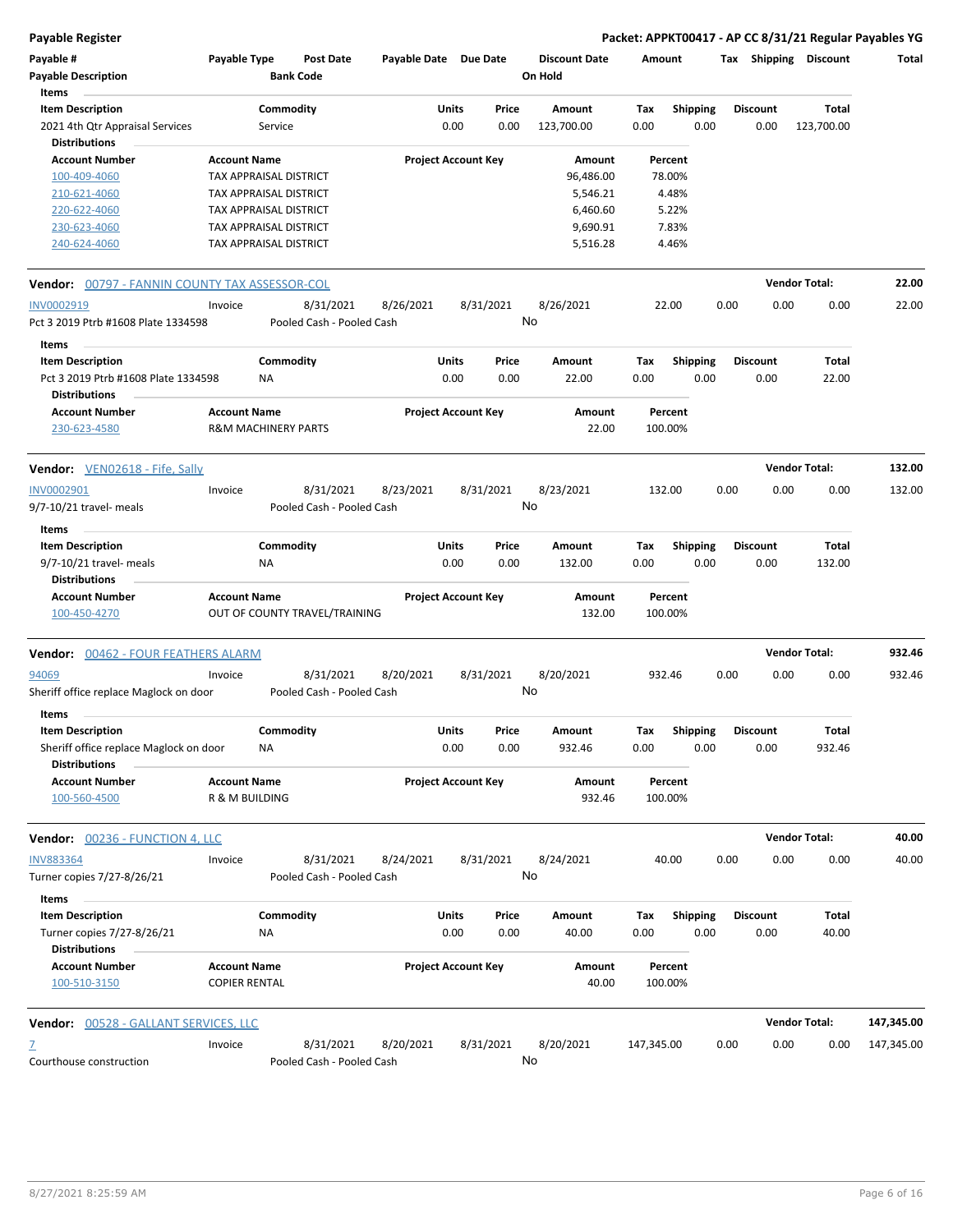**Payable Register** — Packet: APPKT00417 - AP CC 8/31/21 Regular Payables YG

| Payable # / Payable Description | Payable Type | Post Date / Bank Code | Payable Date | Due Date | Discount Date / On Hold | Amount | Tax | Shipping | Discount | Total |
|---|---|---|---|---|---|---|---|---|---|---|

Items

| Item Description | Commodity | Units | Price | Amount | Tax | Shipping | Discount | Total |
|---|---|---|---|---|---|---|---|---|
| 2021 4th Qtr Appraisal Services | Service | 0.00 | 0.00 | 123,700.00 | 0.00 | 0.00 | 0.00 | 123,700.00 |

Distributions

| Account Number | Account Name | Project Account Key | Amount | Percent |
|---|---|---|---|---|
| 100-409-4060 | TAX APPRAISAL DISTRICT | | 96,486.00 | 78.00% |
| 210-621-4060 | TAX APPRAISAL DISTRICT | | 5,546.21 | 4.48% |
| 220-622-4060 | TAX APPRAISAL DISTRICT | | 6,460.60 | 5.22% |
| 230-623-4060 | TAX APPRAISAL DISTRICT | | 9,690.91 | 7.83% |
| 240-624-4060 | TAX APPRAISAL DISTRICT | | 5,516.28 | 4.46% |

**Vendor: 00797 - FANNIN COUNTY TAX ASSESSOR-COL** — Vendor Total: 22.00

| Payable # | Payable Type | Post Date | Payable Date | Due Date | Discount Date | Amount | Tax | Shipping | Discount | Total |
|---|---|---|---|---|---|---|---|---|---|---|
| INV0002919 | Invoice | 8/31/2021 | 8/26/2021 | 8/31/2021 | 8/26/2021 | 22.00 | 0.00 | 0.00 | 0.00 | 22.00 |

Pct 3 2019 Ptrb #1608 Plate 1334598 — Pooled Cash - Pooled Cash — On Hold: No

Items

| Item Description | Commodity | Units | Price | Amount | Tax | Shipping | Discount | Total |
|---|---|---|---|---|---|---|---|---|
| Pct 3 2019 Ptrb #1608 Plate 1334598 | NA | 0.00 | 0.00 | 22.00 | 0.00 | 0.00 | 0.00 | 22.00 |

Distributions

| Account Number | Account Name | Project Account Key | Amount | Percent |
|---|---|---|---|---|
| 230-623-4580 | R&M MACHINERY PARTS | | 22.00 | 100.00% |

**Vendor: VEN02618 - Fife, Sally** — Vendor Total: 132.00

| Payable # | Payable Type | Post Date | Payable Date | Due Date | Discount Date | Amount | Tax | Shipping | Discount | Total |
|---|---|---|---|---|---|---|---|---|---|---|
| INV0002901 | Invoice | 8/31/2021 | 8/23/2021 | 8/31/2021 | 8/23/2021 | 132.00 | 0.00 | 0.00 | 0.00 | 132.00 |

9/7-10/21 travel- meals — Pooled Cash - Pooled Cash — On Hold: No

Items

| Item Description | Commodity | Units | Price | Amount | Tax | Shipping | Discount | Total |
|---|---|---|---|---|---|---|---|---|
| 9/7-10/21 travel- meals | NA | 0.00 | 0.00 | 132.00 | 0.00 | 0.00 | 0.00 | 132.00 |

Distributions

| Account Number | Account Name | Project Account Key | Amount | Percent |
|---|---|---|---|---|
| 100-450-4270 | OUT OF COUNTY TRAVEL/TRAINING | | 132.00 | 100.00% |

**Vendor: 00462 - FOUR FEATHERS ALARM** — Vendor Total: 932.46

| Payable # | Payable Type | Post Date | Payable Date | Due Date | Discount Date | Amount | Tax | Shipping | Discount | Total |
|---|---|---|---|---|---|---|---|---|---|---|
| 94069 | Invoice | 8/31/2021 | 8/20/2021 | 8/31/2021 | 8/20/2021 | 932.46 | 0.00 | 0.00 | 0.00 | 932.46 |

Sheriff office replace Maglock on door — Pooled Cash - Pooled Cash — On Hold: No

Items

| Item Description | Commodity | Units | Price | Amount | Tax | Shipping | Discount | Total |
|---|---|---|---|---|---|---|---|---|
| Sheriff office replace Maglock on door | NA | 0.00 | 0.00 | 932.46 | 0.00 | 0.00 | 0.00 | 932.46 |

Distributions

| Account Number | Account Name | Project Account Key | Amount | Percent |
|---|---|---|---|---|
| 100-560-4500 | R & M BUILDING | | 932.46 | 100.00% |

**Vendor: 00236 - FUNCTION 4, LLC** — Vendor Total: 40.00

| Payable # | Payable Type | Post Date | Payable Date | Due Date | Discount Date | Amount | Tax | Shipping | Discount | Total |
|---|---|---|---|---|---|---|---|---|---|---|
| INV883364 | Invoice | 8/31/2021 | 8/24/2021 | 8/31/2021 | 8/24/2021 | 40.00 | 0.00 | 0.00 | 0.00 | 40.00 |

Turner copies 7/27-8/26/21 — Pooled Cash - Pooled Cash — On Hold: No

Items

| Item Description | Commodity | Units | Price | Amount | Tax | Shipping | Discount | Total |
|---|---|---|---|---|---|---|---|---|
| Turner copies 7/27-8/26/21 | NA | 0.00 | 0.00 | 40.00 | 0.00 | 0.00 | 0.00 | 40.00 |

Distributions

| Account Number | Account Name | Project Account Key | Amount | Percent |
|---|---|---|---|---|
| 100-510-3150 | COPIER RENTAL | | 40.00 | 100.00% |

**Vendor: 00528 - GALLANT SERVICES, LLC** — Vendor Total: 147,345.00

| Payable # | Payable Type | Post Date | Payable Date | Due Date | Discount Date | Amount | Tax | Shipping | Discount | Total |
|---|---|---|---|---|---|---|---|---|---|---|
| 7 | Invoice | 8/31/2021 | 8/20/2021 | 8/31/2021 | 8/20/2021 | 147,345.00 | 0.00 | 0.00 | 0.00 | 147,345.00 |

Courthouse construction — Pooled Cash - Pooled Cash — On Hold: No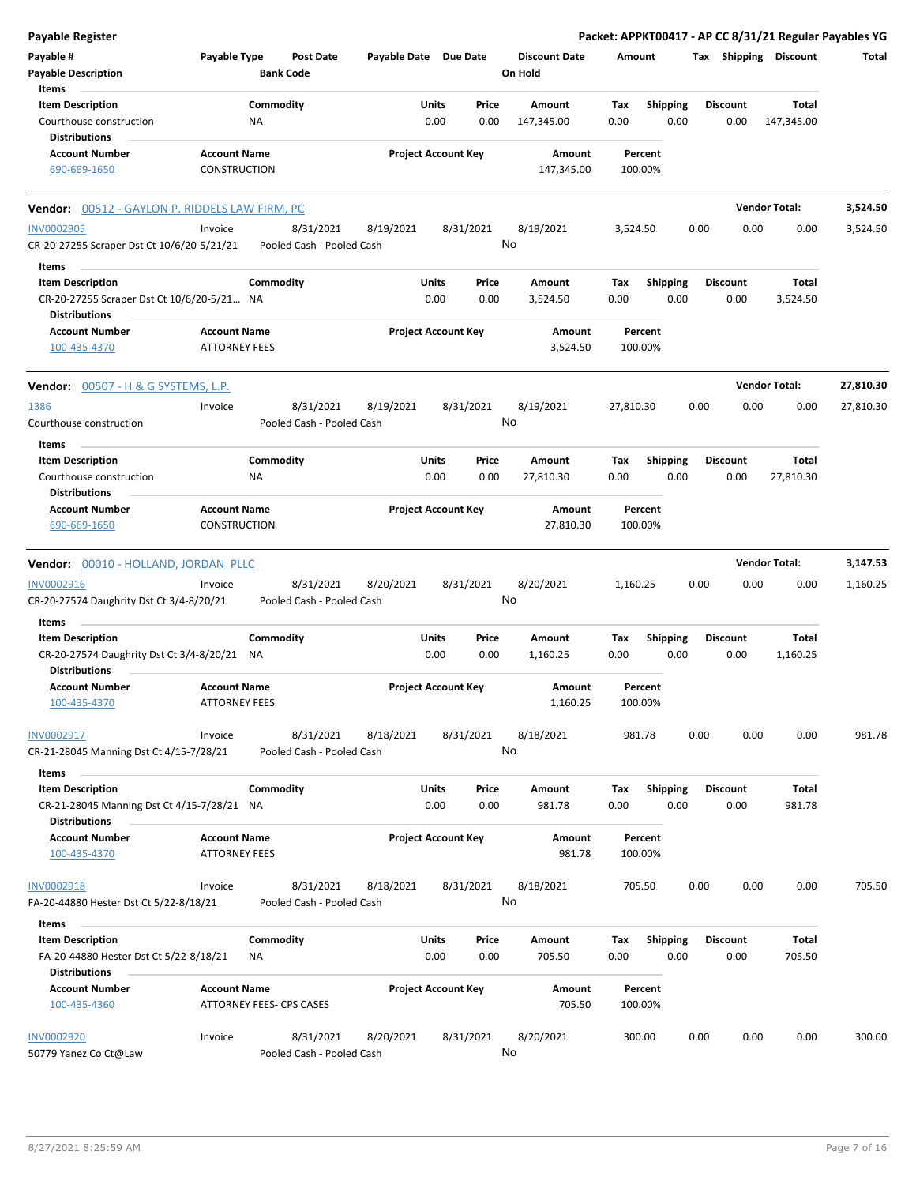**Payable Register** — **Packet: APPKT00417 - AP CC 8/31/21 Regular Payables YG**

| Payable # | Payable Type | Post Date | Payable Date | Due Date | Discount Date | Amount | Tax | Shipping | Discount | Total |
|---|---|---|---|---|---|---|---|---|---|---|
| Payable Description | | Bank Code | | | On Hold | | | | | |

Items

| Item Description | Commodity | Units | Price | Amount | Tax | Shipping | Discount | Total |
|---|---|---|---|---|---|---|---|---|
| Courthouse construction | NA | 0.00 | 0.00 | 147,345.00 | 0.00 | 0.00 | 0.00 | 147,345.00 |

Distributions

| Account Number | Account Name | Project Account Key | Amount | Percent |
|---|---|---|---|---|
| 690-669-1650 | CONSTRUCTION | | 147,345.00 | 100.00% |

---

**Vendor: 00512 - GAYLON P. RIDDELS LAW FIRM, PC** — **Vendor Total: 3,524.50**

| Payable # | Payable Type | Post Date | Payable Date | Due Date | Discount Date | Amount | Tax | Shipping | Discount | Total |
|---|---|---|---|---|---|---|---|---|---|---|
| INV0002905 | Invoice | 8/31/2021 | 8/19/2021 | 8/31/2021 | 8/19/2021 | 3,524.50 | 0.00 | 0.00 | 0.00 | 3,524.50 |
| CR-20-27255 Scraper Dst Ct 10/6/20-5/21/21 | | Pooled Cash - Pooled Cash | | | No | | | | | |

Items

| Item Description | Commodity | Units | Price | Amount | Tax | Shipping | Discount | Total |
|---|---|---|---|---|---|---|---|---|
| CR-20-27255 Scraper Dst Ct 10/6/20-5/21... | NA | 0.00 | 0.00 | 3,524.50 | 0.00 | 0.00 | 0.00 | 3,524.50 |

Distributions

| Account Number | Account Name | Project Account Key | Amount | Percent |
|---|---|---|---|---|
| 100-435-4370 | ATTORNEY FEES | | 3,524.50 | 100.00% |

---

**Vendor: 00507 - H & G SYSTEMS, L.P.** — **Vendor Total: 27,810.30**

| Payable # | Payable Type | Post Date | Payable Date | Due Date | Discount Date | Amount | Tax | Shipping | Discount | Total |
|---|---|---|---|---|---|---|---|---|---|---|
| 1386 | Invoice | 8/31/2021 | 8/19/2021 | 8/31/2021 | 8/19/2021 | 27,810.30 | 0.00 | 0.00 | 0.00 | 27,810.30 |
| Courthouse construction | | Pooled Cash - Pooled Cash | | | No | | | | | |

Items

| Item Description | Commodity | Units | Price | Amount | Tax | Shipping | Discount | Total |
|---|---|---|---|---|---|---|---|---|
| Courthouse construction | NA | 0.00 | 0.00 | 27,810.30 | 0.00 | 0.00 | 0.00 | 27,810.30 |

Distributions

| Account Number | Account Name | Project Account Key | Amount | Percent |
|---|---|---|---|---|
| 690-669-1650 | CONSTRUCTION | | 27,810.30 | 100.00% |

---

**Vendor: 00010 - HOLLAND, JORDAN PLLC** — **Vendor Total: 3,147.53**

| Payable # | Payable Type | Post Date | Payable Date | Due Date | Discount Date | Amount | Tax | Shipping | Discount | Total |
|---|---|---|---|---|---|---|---|---|---|---|
| INV0002916 | Invoice | 8/31/2021 | 8/20/2021 | 8/31/2021 | 8/20/2021 | 1,160.25 | 0.00 | 0.00 | 0.00 | 1,160.25 |
| CR-20-27574 Daughrity Dst Ct 3/4-8/20/21 | | Pooled Cash - Pooled Cash | | | No | | | | | |

Items

| Item Description | Commodity | Units | Price | Amount | Tax | Shipping | Discount | Total |
|---|---|---|---|---|---|---|---|---|
| CR-20-27574 Daughrity Dst Ct 3/4-8/20/21 | NA | 0.00 | 0.00 | 1,160.25 | 0.00 | 0.00 | 0.00 | 1,160.25 |

Distributions

| Account Number | Account Name | Project Account Key | Amount | Percent |
|---|---|---|---|---|
| 100-435-4370 | ATTORNEY FEES | | 1,160.25 | 100.00% |

| Payable # | Payable Type | Post Date | Payable Date | Due Date | Discount Date | Amount | Tax | Shipping | Discount | Total |
|---|---|---|---|---|---|---|---|---|---|---|
| INV0002917 | Invoice | 8/31/2021 | 8/18/2021 | 8/31/2021 | 8/18/2021 | 981.78 | 0.00 | 0.00 | 0.00 | 981.78 |
| CR-21-28045 Manning Dst Ct 4/15-7/28/21 | | Pooled Cash - Pooled Cash | | | No | | | | | |

Items

| Item Description | Commodity | Units | Price | Amount | Tax | Shipping | Discount | Total |
|---|---|---|---|---|---|---|---|---|
| CR-21-28045 Manning Dst Ct 4/15-7/28/21 | NA | 0.00 | 0.00 | 981.78 | 0.00 | 0.00 | 0.00 | 981.78 |

Distributions

| Account Number | Account Name | Project Account Key | Amount | Percent |
|---|---|---|---|---|
| 100-435-4370 | ATTORNEY FEES | | 981.78 | 100.00% |

| Payable # | Payable Type | Post Date | Payable Date | Due Date | Discount Date | Amount | Tax | Shipping | Discount | Total |
|---|---|---|---|---|---|---|---|---|---|---|
| INV0002918 | Invoice | 8/31/2021 | 8/18/2021 | 8/31/2021 | 8/18/2021 | 705.50 | 0.00 | 0.00 | 0.00 | 705.50 |
| FA-20-44880 Hester Dst Ct 5/22-8/18/21 | | Pooled Cash - Pooled Cash | | | No | | | | | |

Items

| Item Description | Commodity | Units | Price | Amount | Tax | Shipping | Discount | Total |
|---|---|---|---|---|---|---|---|---|
| FA-20-44880 Hester Dst Ct 5/22-8/18/21 | NA | 0.00 | 0.00 | 705.50 | 0.00 | 0.00 | 0.00 | 705.50 |

Distributions

| Account Number | Account Name | Project Account Key | Amount | Percent |
|---|---|---|---|---|
| 100-435-4360 | ATTORNEY FEES- CPS CASES | | 705.50 | 100.00% |

| Payable # | Payable Type | Post Date | Payable Date | Due Date | Discount Date | Amount | Tax | Shipping | Discount | Total |
|---|---|---|---|---|---|---|---|---|---|---|
| INV0002920 | Invoice | 8/31/2021 | 8/20/2021 | 8/31/2021 | 8/20/2021 | 300.00 | 0.00 | 0.00 | 0.00 | 300.00 |
| 50779 Yanez Co Ct@Law | | Pooled Cash - Pooled Cash | | | No | | | | | |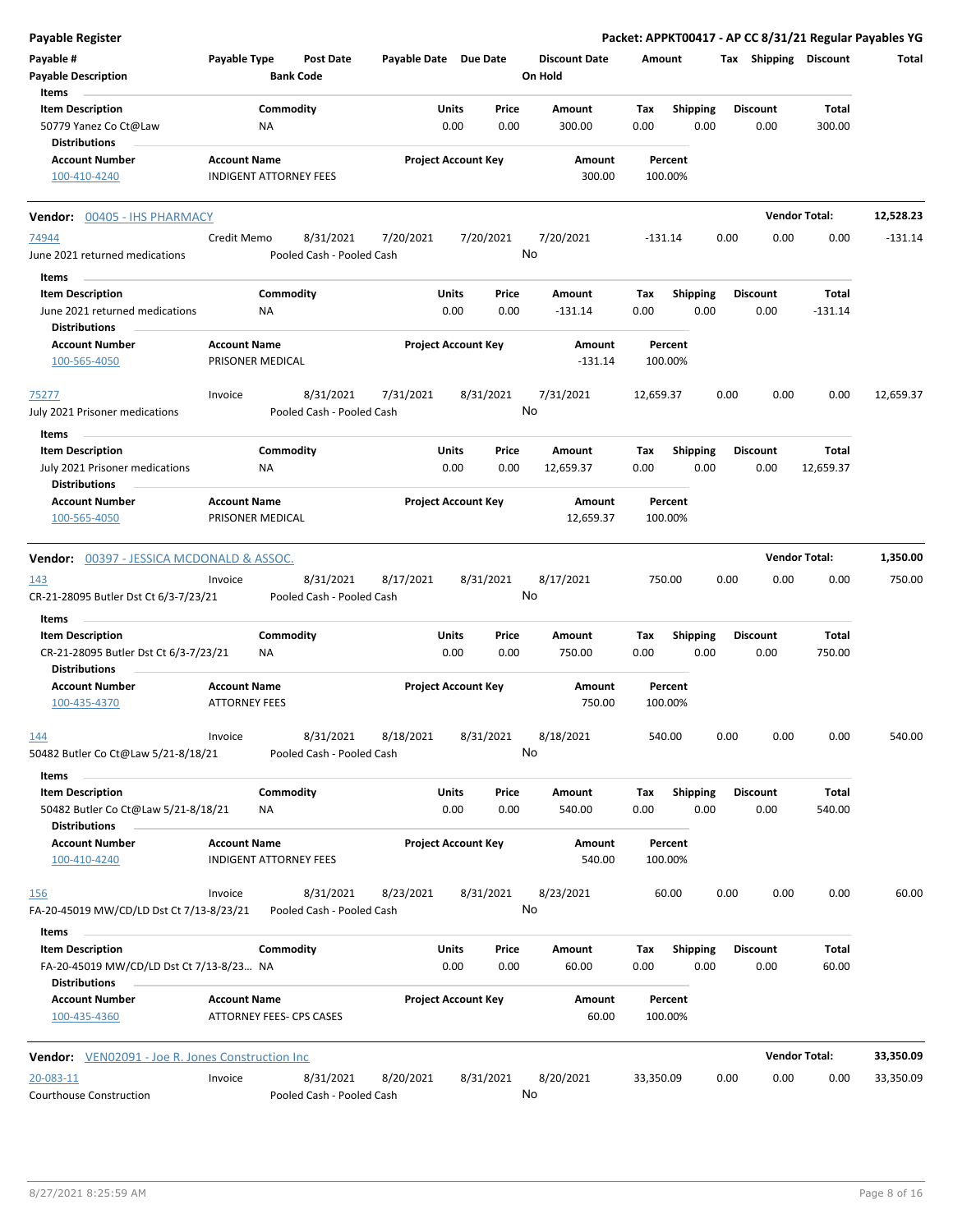# Payable Register

**Packet: APPKT00417 - AP CC 8/31/21 Regular Payables YG**

| Payable # | Payable Type | Post Date | Payable Date | Due Date | Discount Date | Amount | Tax | Shipping | Discount | Total |
|---|---|---|---|---|---|---|---|---|---|---|
| Payable Description | | Bank Code | | | On Hold | | | | | |

**Items**

| Item Description | Commodity | Units | Price | Amount | Tax | Shipping | Discount | Total |
|---|---|---|---|---|---|---|---|---|
| 50779 Yanez Co Ct@Law | NA | 0.00 | 0.00 | 300.00 | 0.00 | 0.00 | 0.00 | 300.00 |

**Distributions**

| Account Number | Account Name | Project Account Key | Amount | Percent |
|---|---|---|---|---|
| 100-410-4240 | INDIGENT ATTORNEY FEES | | 300.00 | 100.00% |

---

**Vendor: 00405 - IHS PHARMACY** — **Vendor Total: 12,528.23**

| Payable # | Payable Type | Post Date | Payable Date | Due Date | Discount Date | Amount | Tax | Shipping | Discount | Total |
|---|---|---|---|---|---|---|---|---|---|---|
| 74944 | Credit Memo | 8/31/2021 | 7/20/2021 | 7/20/2021 | 7/20/2021 | -131.14 | 0.00 | 0.00 | 0.00 | -131.14 |
| June 2021 returned medications | | Pooled Cash - Pooled Cash | | | No | | | | | |

**Items**

| Item Description | Commodity | Units | Price | Amount | Tax | Shipping | Discount | Total |
|---|---|---|---|---|---|---|---|---|
| June 2021 returned medications | NA | 0.00 | 0.00 | -131.14 | 0.00 | 0.00 | 0.00 | -131.14 |

**Distributions**

| Account Number | Account Name | Project Account Key | Amount | Percent |
|---|---|---|---|---|
| 100-565-4050 | PRISONER MEDICAL | | -131.14 | 100.00% |

| Payable # | Payable Type | Post Date | Payable Date | Due Date | Discount Date | Amount | Tax | Shipping | Discount | Total |
|---|---|---|---|---|---|---|---|---|---|---|
| 75277 | Invoice | 8/31/2021 | 7/31/2021 | 8/31/2021 | 7/31/2021 | 12,659.37 | 0.00 | 0.00 | 0.00 | 12,659.37 |
| July 2021 Prisoner medications | | Pooled Cash - Pooled Cash | | | No | | | | | |

**Items**

| Item Description | Commodity | Units | Price | Amount | Tax | Shipping | Discount | Total |
|---|---|---|---|---|---|---|---|---|
| July 2021 Prisoner medications | NA | 0.00 | 0.00 | 12,659.37 | 0.00 | 0.00 | 0.00 | 12,659.37 |

**Distributions**

| Account Number | Account Name | Project Account Key | Amount | Percent |
|---|---|---|---|---|
| 100-565-4050 | PRISONER MEDICAL | | 12,659.37 | 100.00% |

---

**Vendor: 00397 - JESSICA MCDONALD & ASSOC.** — **Vendor Total: 1,350.00**

| Payable # | Payable Type | Post Date | Payable Date | Due Date | Discount Date | Amount | Tax | Shipping | Discount | Total |
|---|---|---|---|---|---|---|---|---|---|---|
| 143 | Invoice | 8/31/2021 | 8/17/2021 | 8/31/2021 | 8/17/2021 | 750.00 | 0.00 | 0.00 | 0.00 | 750.00 |
| CR-21-28095 Butler Dst Ct 6/3-7/23/21 | | Pooled Cash - Pooled Cash | | | No | | | | | |

**Items**

| Item Description | Commodity | Units | Price | Amount | Tax | Shipping | Discount | Total |
|---|---|---|---|---|---|---|---|---|
| CR-21-28095 Butler Dst Ct 6/3-7/23/21 | NA | 0.00 | 0.00 | 750.00 | 0.00 | 0.00 | 0.00 | 750.00 |

**Distributions**

| Account Number | Account Name | Project Account Key | Amount | Percent |
|---|---|---|---|---|
| 100-435-4370 | ATTORNEY FEES | | 750.00 | 100.00% |

| Payable # | Payable Type | Post Date | Payable Date | Due Date | Discount Date | Amount | Tax | Shipping | Discount | Total |
|---|---|---|---|---|---|---|---|---|---|---|
| 144 | Invoice | 8/31/2021 | 8/18/2021 | 8/31/2021 | 8/18/2021 | 540.00 | 0.00 | 0.00 | 0.00 | 540.00 |
| 50482 Butler Co Ct@Law 5/21-8/18/21 | | Pooled Cash - Pooled Cash | | | No | | | | | |

**Items**

| Item Description | Commodity | Units | Price | Amount | Tax | Shipping | Discount | Total |
|---|---|---|---|---|---|---|---|---|
| 50482 Butler Co Ct@Law 5/21-8/18/21 | NA | 0.00 | 0.00 | 540.00 | 0.00 | 0.00 | 0.00 | 540.00 |

**Distributions**

| Account Number | Account Name | Project Account Key | Amount | Percent |
|---|---|---|---|---|
| 100-410-4240 | INDIGENT ATTORNEY FEES | | 540.00 | 100.00% |

| Payable # | Payable Type | Post Date | Payable Date | Due Date | Discount Date | Amount | Tax | Shipping | Discount | Total |
|---|---|---|---|---|---|---|---|---|---|---|
| 156 | Invoice | 8/31/2021 | 8/23/2021 | 8/31/2021 | 8/23/2021 | 60.00 | 0.00 | 0.00 | 0.00 | 60.00 |
| FA-20-45019 MW/CD/LD Dst Ct 7/13-8/23/21 | | Pooled Cash - Pooled Cash | | | No | | | | | |

**Items**

| Item Description | Commodity | Units | Price | Amount | Tax | Shipping | Discount | Total |
|---|---|---|---|---|---|---|---|---|
| FA-20-45019 MW/CD/LD Dst Ct 7/13-8/23... | NA | 0.00 | 0.00 | 60.00 | 0.00 | 0.00 | 0.00 | 60.00 |

**Distributions**

| Account Number | Account Name | Project Account Key | Amount | Percent |
|---|---|---|---|---|
| 100-435-4360 | ATTORNEY FEES- CPS CASES | | 60.00 | 100.00% |

---

**Vendor: VEN02091 - Joe R. Jones Construction Inc** — **Vendor Total: 33,350.09**

| Payable # | Payable Type | Post Date | Payable Date | Due Date | Discount Date | Amount | Tax | Shipping | Discount | Total |
|---|---|---|---|---|---|---|---|---|---|---|
| 20-083-11 | Invoice | 8/31/2021 | 8/20/2021 | 8/31/2021 | 8/20/2021 | 33,350.09 | 0.00 | 0.00 | 0.00 | 33,350.09 |
| Courthouse Construction | | Pooled Cash - Pooled Cash | | | No | | | | | |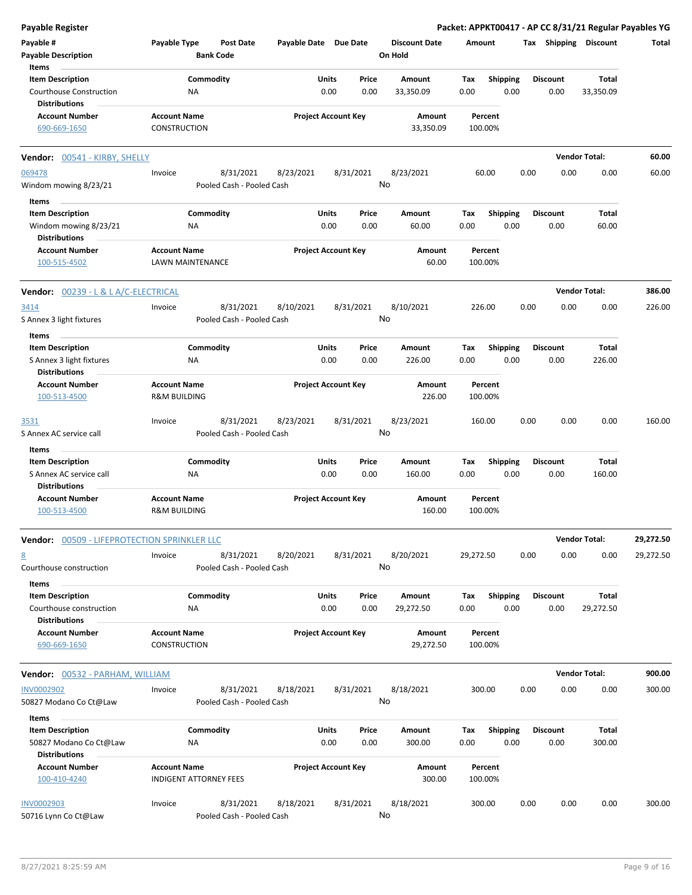**Payable Register** — **Packet: APPKT00417 - AP CC 8/31/21 Regular Payables YG**

| Payable # | Payable Type | Post Date | Payable Date | Due Date | Discount Date | Amount | Tax | Shipping | Discount | Total |
|---|---|---|---|---|---|---|---|---|---|---|
| Payable Description | | Bank Code | | | On Hold | | | | | |

**Items**

| Item Description | Commodity | Units | Price | Amount | Tax | Shipping | Discount | Total |
|---|---|---|---|---|---|---|---|---|
| Courthouse Construction | NA | 0.00 | 0.00 | 33,350.09 | 0.00 | 0.00 | 0.00 | 33,350.09 |

**Distributions**

| Account Number | Account Name | Project Account Key | Amount | Percent |
|---|---|---|---|---|
| 690-669-1650 | CONSTRUCTION | | 33,350.09 | 100.00% |

---

**Vendor: 00541 - KIRBY, SHELLY** — **Vendor Total: 60.00**

| Payable # | Payable Type | Post Date | Payable Date | Due Date | Discount Date | Amount | Tax | Shipping | Discount | Total |
|---|---|---|---|---|---|---|---|---|---|---|
| 069478 | Invoice | 8/31/2021 | 8/23/2021 | 8/31/2021 | 8/23/2021 | 60.00 | 0.00 | 0.00 | 0.00 | 60.00 |
| Windom mowing 8/23/21 | | Pooled Cash - Pooled Cash | | | No | | | | | |

**Items**

| Item Description | Commodity | Units | Price | Amount | Tax | Shipping | Discount | Total |
|---|---|---|---|---|---|---|---|---|
| Windom mowing 8/23/21 | NA | 0.00 | 0.00 | 60.00 | 0.00 | 0.00 | 0.00 | 60.00 |

**Distributions**

| Account Number | Account Name | Project Account Key | Amount | Percent |
|---|---|---|---|---|
| 100-515-4502 | LAWN MAINTENANCE | | 60.00 | 100.00% |

---

**Vendor: 00239 - L & L A/C-ELECTRICAL** — **Vendor Total: 386.00**

| Payable # | Payable Type | Post Date | Payable Date | Due Date | Discount Date | Amount | Tax | Shipping | Discount | Total |
|---|---|---|---|---|---|---|---|---|---|---|
| 3414 | Invoice | 8/31/2021 | 8/10/2021 | 8/31/2021 | 8/10/2021 | 226.00 | 0.00 | 0.00 | 0.00 | 226.00 |
| S Annex 3 light fixtures | | Pooled Cash - Pooled Cash | | | No | | | | | |

**Items**

| Item Description | Commodity | Units | Price | Amount | Tax | Shipping | Discount | Total |
|---|---|---|---|---|---|---|---|---|
| S Annex 3 light fixtures | NA | 0.00 | 0.00 | 226.00 | 0.00 | 0.00 | 0.00 | 226.00 |

**Distributions**

| Account Number | Account Name | Project Account Key | Amount | Percent |
|---|---|---|---|---|
| 100-513-4500 | R&M BUILDING | | 226.00 | 100.00% |

| Payable # | Payable Type | Post Date | Payable Date | Due Date | Discount Date | Amount | Tax | Shipping | Discount | Total |
|---|---|---|---|---|---|---|---|---|---|---|
| 3531 | Invoice | 8/31/2021 | 8/23/2021 | 8/31/2021 | 8/23/2021 | 160.00 | 0.00 | 0.00 | 0.00 | 160.00 |
| S Annex AC service call | | Pooled Cash - Pooled Cash | | | No | | | | | |

**Items**

| Item Description | Commodity | Units | Price | Amount | Tax | Shipping | Discount | Total |
|---|---|---|---|---|---|---|---|---|
| S Annex AC service call | NA | 0.00 | 0.00 | 160.00 | 0.00 | 0.00 | 0.00 | 160.00 |

**Distributions**

| Account Number | Account Name | Project Account Key | Amount | Percent |
|---|---|---|---|---|
| 100-513-4500 | R&M BUILDING | | 160.00 | 100.00% |

---

**Vendor: 00509 - LIFEPROTECTION SPRINKLER LLC** — **Vendor Total: 29,272.50**

| Payable # | Payable Type | Post Date | Payable Date | Due Date | Discount Date | Amount | Tax | Shipping | Discount | Total |
|---|---|---|---|---|---|---|---|---|---|---|
| 8 | Invoice | 8/31/2021 | 8/20/2021 | 8/31/2021 | 8/20/2021 | 29,272.50 | 0.00 | 0.00 | 0.00 | 29,272.50 |
| Courthouse construction | | Pooled Cash - Pooled Cash | | | No | | | | | |

**Items**

| Item Description | Commodity | Units | Price | Amount | Tax | Shipping | Discount | Total |
|---|---|---|---|---|---|---|---|---|
| Courthouse construction | NA | 0.00 | 0.00 | 29,272.50 | 0.00 | 0.00 | 0.00 | 29,272.50 |

**Distributions**

| Account Number | Account Name | Project Account Key | Amount | Percent |
|---|---|---|---|---|
| 690-669-1650 | CONSTRUCTION | | 29,272.50 | 100.00% |

---

**Vendor: 00532 - PARHAM, WILLIAM** — **Vendor Total: 900.00**

| Payable # | Payable Type | Post Date | Payable Date | Due Date | Discount Date | Amount | Tax | Shipping | Discount | Total |
|---|---|---|---|---|---|---|---|---|---|---|
| INV0002902 | Invoice | 8/31/2021 | 8/18/2021 | 8/31/2021 | 8/18/2021 | 300.00 | 0.00 | 0.00 | 0.00 | 300.00 |
| 50827 Modano Co Ct@Law | | Pooled Cash - Pooled Cash | | | No | | | | | |

**Items**

| Item Description | Commodity | Units | Price | Amount | Tax | Shipping | Discount | Total |
|---|---|---|---|---|---|---|---|---|
| 50827 Modano Co Ct@Law | NA | 0.00 | 0.00 | 300.00 | 0.00 | 0.00 | 0.00 | 300.00 |

**Distributions**

| Account Number | Account Name | Project Account Key | Amount | Percent |
|---|---|---|---|---|
| 100-410-4240 | INDIGENT ATTORNEY FEES | | 300.00 | 100.00% |

| Payable # | Payable Type | Post Date | Payable Date | Due Date | Discount Date | Amount | Tax | Shipping | Discount | Total |
|---|---|---|---|---|---|---|---|---|---|---|
| INV0002903 | Invoice | 8/31/2021 | 8/18/2021 | 8/31/2021 | 8/18/2021 | 300.00 | 0.00 | 0.00 | 0.00 | 300.00 |
| 50716 Lynn Co Ct@Law | | Pooled Cash - Pooled Cash | | | No | | | | | |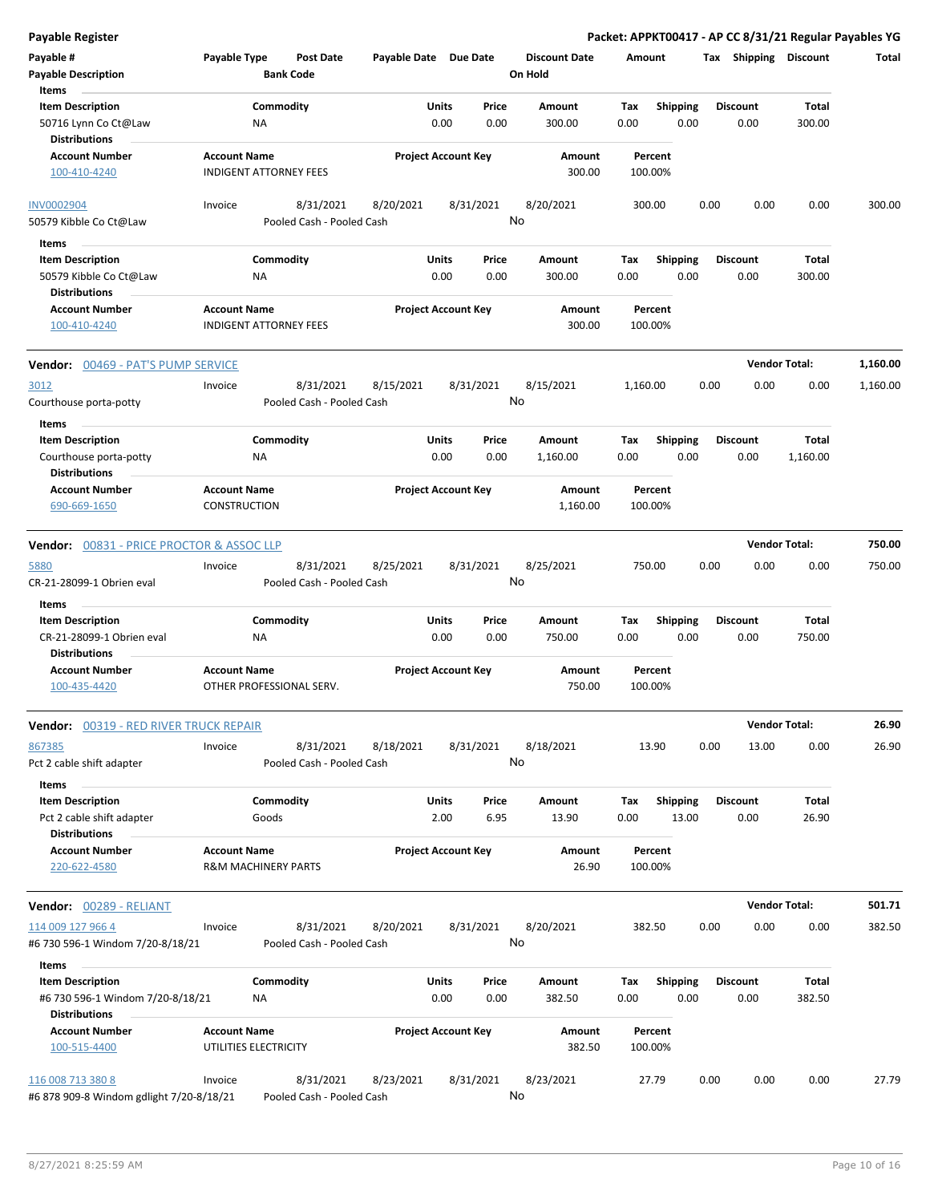**Payable Register** — **Packet: APPKT00417 - AP CC 8/31/21 Regular Payables YG**

| Payable # / Payable Description | Payable Type | Post Date / Bank Code | Payable Date | Due Date | Discount Date / On Hold | Amount | Tax | Shipping | Discount | Total |
|---|---|---|---|---|---|---|---|---|---|---|

Items

| Item Description | Commodity | Units | Price | Amount | Tax | Shipping | Discount | Total |
|---|---|---|---|---|---|---|---|---|
| 50716 Lynn Co Ct@Law | NA | 0.00 | 0.00 | 300.00 | 0.00 | 0.00 | 0.00 | 300.00 |

Distributions

| Account Number | Account Name | Project Account Key | Amount | Percent |
|---|---|---|---|---|
| 100-410-4240 | INDIGENT ATTORNEY FEES | | 300.00 | 100.00% |

| INV0002904 | Invoice | 8/31/2021 | 8/20/2021 | 8/31/2021 | 8/20/2021 | 300.00 | 0.00 | 0.00 | 0.00 | 300.00 |
|---|---|---|---|---|---|---|---|---|---|---|
| 50579 Kibble Co Ct@Law | | Pooled Cash - Pooled Cash | | | No | | | | | |

Items

| Item Description | Commodity | Units | Price | Amount | Tax | Shipping | Discount | Total |
|---|---|---|---|---|---|---|---|---|
| 50579 Kibble Co Ct@Law | NA | 0.00 | 0.00 | 300.00 | 0.00 | 0.00 | 0.00 | 300.00 |

Distributions

| Account Number | Account Name | Project Account Key | Amount | Percent |
|---|---|---|---|---|
| 100-410-4240 | INDIGENT ATTORNEY FEES | | 300.00 | 100.00% |

**Vendor: 00469 - PAT'S PUMP SERVICE** — **Vendor Total: 1,160.00**

| 3012 | Invoice | 8/31/2021 | 8/15/2021 | 8/31/2021 | 8/15/2021 | 1,160.00 | 0.00 | 0.00 | 0.00 | 1,160.00 |
|---|---|---|---|---|---|---|---|---|---|---|
| Courthouse porta-potty | | Pooled Cash - Pooled Cash | | | No | | | | | |

Items

| Item Description | Commodity | Units | Price | Amount | Tax | Shipping | Discount | Total |
|---|---|---|---|---|---|---|---|---|
| Courthouse porta-potty | NA | 0.00 | 0.00 | 1,160.00 | 0.00 | 0.00 | 0.00 | 1,160.00 |

Distributions

| Account Number | Account Name | Project Account Key | Amount | Percent |
|---|---|---|---|---|
| 690-669-1650 | CONSTRUCTION | | 1,160.00 | 100.00% |

**Vendor: 00831 - PRICE PROCTOR & ASSOC LLP** — **Vendor Total: 750.00**

| 5880 | Invoice | 8/31/2021 | 8/25/2021 | 8/31/2021 | 8/25/2021 | 750.00 | 0.00 | 0.00 | 0.00 | 750.00 |
|---|---|---|---|---|---|---|---|---|---|---|
| CR-21-28099-1 Obrien eval | | Pooled Cash - Pooled Cash | | | No | | | | | |

Items

| Item Description | Commodity | Units | Price | Amount | Tax | Shipping | Discount | Total |
|---|---|---|---|---|---|---|---|---|
| CR-21-28099-1 Obrien eval | NA | 0.00 | 0.00 | 750.00 | 0.00 | 0.00 | 0.00 | 750.00 |

Distributions

| Account Number | Account Name | Project Account Key | Amount | Percent |
|---|---|---|---|---|
| 100-435-4420 | OTHER PROFESSIONAL SERV. | | 750.00 | 100.00% |

**Vendor: 00319 - RED RIVER TRUCK REPAIR** — **Vendor Total: 26.90**

| 867385 | Invoice | 8/31/2021 | 8/18/2021 | 8/31/2021 | 8/18/2021 | 13.90 | 0.00 | 13.00 | 0.00 | 26.90 |
|---|---|---|---|---|---|---|---|---|---|---|
| Pct 2 cable shift adapter | | Pooled Cash - Pooled Cash | | | No | | | | | |

Items

| Item Description | Commodity | Units | Price | Amount | Tax | Shipping | Discount | Total |
|---|---|---|---|---|---|---|---|---|
| Pct 2 cable shift adapter | Goods | 2.00 | 6.95 | 13.90 | 0.00 | 13.00 | 0.00 | 26.90 |

Distributions

| Account Number | Account Name | Project Account Key | Amount | Percent |
|---|---|---|---|---|
| 220-622-4580 | R&M MACHINERY PARTS | | 26.90 | 100.00% |

**Vendor: 00289 - RELIANT** — **Vendor Total: 501.71**

| 114 009 127 966 4 | Invoice | 8/31/2021 | 8/20/2021 | 8/31/2021 | 8/20/2021 | 382.50 | 0.00 | 0.00 | 0.00 | 382.50 |
|---|---|---|---|---|---|---|---|---|---|---|
| #6 730 596-1 Windom 7/20-8/18/21 | | Pooled Cash - Pooled Cash | | | No | | | | | |

Items

| Item Description | Commodity | Units | Price | Amount | Tax | Shipping | Discount | Total |
|---|---|---|---|---|---|---|---|---|
| #6 730 596-1 Windom 7/20-8/18/21 | NA | 0.00 | 0.00 | 382.50 | 0.00 | 0.00 | 0.00 | 382.50 |

Distributions

| Account Number | Account Name | Project Account Key | Amount | Percent |
|---|---|---|---|---|
| 100-515-4400 | UTILITIES ELECTRICITY | | 382.50 | 100.00% |

| 116 008 713 380 8 | Invoice | 8/31/2021 | 8/23/2021 | 8/31/2021 | 8/23/2021 | 27.79 | 0.00 | 0.00 | 0.00 | 27.79 |
|---|---|---|---|---|---|---|---|---|---|---|
| #6 878 909-8 Windom gdlight 7/20-8/18/21 | | Pooled Cash - Pooled Cash | | | No | | | | | |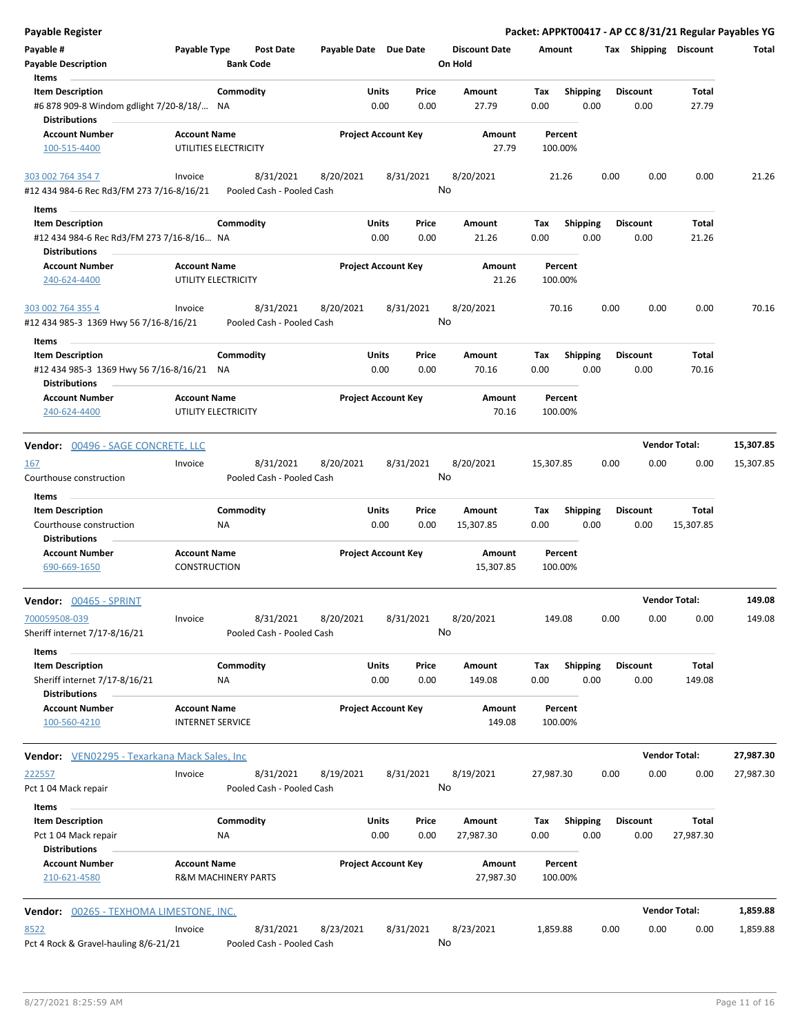**Payable Register** — **Packet: APPKT00417 - AP CC 8/31/21 Regular Payables YG**

| Payable # | Payable Type | Post Date | Payable Date | Due Date | Discount Date | Amount | Tax | Shipping | Discount | Total |
|---|---|---|---|---|---|---|---|---|---|---|
| Payable Description | | Bank Code | | | On Hold | | | | | |

**Items**

| Item Description | Commodity | Units | Price | Amount | Tax | Shipping | Discount | Total |
|---|---|---|---|---|---|---|---|---|
| #6 878 909-8 Windom gdlight 7/20-8/18/... | NA | 0.00 | 0.00 | 27.79 | 0.00 | 0.00 | 0.00 | 27.79 |

**Distributions**

| Account Number | Account Name | Project Account Key | Amount | Percent |
|---|---|---|---|---|
| 100-515-4400 | UTILITIES ELECTRICITY | | 27.79 | 100.00% |

| Payable # | Payable Type | Post Date | Payable Date | Due Date | Discount Date | Amount | Tax | Shipping | Discount | Total |
|---|---|---|---|---|---|---|---|---|---|---|
| 303 002 764 354 7 | Invoice | 8/31/2021 | 8/20/2021 | 8/31/2021 | 8/20/2021 | 21.26 | 0.00 | 0.00 | 0.00 | 21.26 |
| #12 434 984-6 Rec Rd3/FM 273 7/16-8/16/21 | | Pooled Cash - Pooled Cash | | | No | | | | | |

**Items**

| Item Description | Commodity | Units | Price | Amount | Tax | Shipping | Discount | Total |
|---|---|---|---|---|---|---|---|---|
| #12 434 984-6 Rec Rd3/FM 273 7/16-8/16... | NA | 0.00 | 0.00 | 21.26 | 0.00 | 0.00 | 0.00 | 21.26 |

**Distributions**

| Account Number | Account Name | Project Account Key | Amount | Percent |
|---|---|---|---|---|
| 240-624-4400 | UTILITY ELECTRICITY | | 21.26 | 100.00% |

| Payable # | Payable Type | Post Date | Payable Date | Due Date | Discount Date | Amount | Tax | Shipping | Discount | Total |
|---|---|---|---|---|---|---|---|---|---|---|
| 303 002 764 355 4 | Invoice | 8/31/2021 | 8/20/2021 | 8/31/2021 | 8/20/2021 | 70.16 | 0.00 | 0.00 | 0.00 | 70.16 |
| #12 434 985-3 1369 Hwy 56 7/16-8/16/21 | | Pooled Cash - Pooled Cash | | | No | | | | | |

**Items**

| Item Description | Commodity | Units | Price | Amount | Tax | Shipping | Discount | Total |
|---|---|---|---|---|---|---|---|---|
| #12 434 985-3 1369 Hwy 56 7/16-8/16/21 | NA | 0.00 | 0.00 | 70.16 | 0.00 | 0.00 | 0.00 | 70.16 |

**Distributions**

| Account Number | Account Name | Project Account Key | Amount | Percent |
|---|---|---|---|---|
| 240-624-4400 | UTILITY ELECTRICITY | | 70.16 | 100.00% |

**Vendor: 00496 - SAGE CONCRETE, LLC** — **Vendor Total: 15,307.85**

| Payable # | Payable Type | Post Date | Payable Date | Due Date | Discount Date | Amount | Tax | Shipping | Discount | Total |
|---|---|---|---|---|---|---|---|---|---|---|
| 167 | Invoice | 8/31/2021 | 8/20/2021 | 8/31/2021 | 8/20/2021 | 15,307.85 | 0.00 | 0.00 | 0.00 | 15,307.85 |
| Courthouse construction | | Pooled Cash - Pooled Cash | | | No | | | | | |

**Items**

| Item Description | Commodity | Units | Price | Amount | Tax | Shipping | Discount | Total |
|---|---|---|---|---|---|---|---|---|
| Courthouse construction | NA | 0.00 | 0.00 | 15,307.85 | 0.00 | 0.00 | 0.00 | 15,307.85 |

**Distributions**

| Account Number | Account Name | Project Account Key | Amount | Percent |
|---|---|---|---|---|
| 690-669-1650 | CONSTRUCTION | | 15,307.85 | 100.00% |

**Vendor: 00465 - SPRINT** — **Vendor Total: 149.08**

| Payable # | Payable Type | Post Date | Payable Date | Due Date | Discount Date | Amount | Tax | Shipping | Discount | Total |
|---|---|---|---|---|---|---|---|---|---|---|
| 700059508-039 | Invoice | 8/31/2021 | 8/20/2021 | 8/31/2021 | 8/20/2021 | 149.08 | 0.00 | 0.00 | 0.00 | 149.08 |
| Sheriff internet 7/17-8/16/21 | | Pooled Cash - Pooled Cash | | | No | | | | | |

**Items**

| Item Description | Commodity | Units | Price | Amount | Tax | Shipping | Discount | Total |
|---|---|---|---|---|---|---|---|---|
| Sheriff internet 7/17-8/16/21 | NA | 0.00 | 0.00 | 149.08 | 0.00 | 0.00 | 0.00 | 149.08 |

**Distributions**

| Account Number | Account Name | Project Account Key | Amount | Percent |
|---|---|---|---|---|
| 100-560-4210 | INTERNET SERVICE | | 149.08 | 100.00% |

**Vendor: VEN02295 - Texarkana Mack Sales, Inc** — **Vendor Total: 27,987.30**

| Payable # | Payable Type | Post Date | Payable Date | Due Date | Discount Date | Amount | Tax | Shipping | Discount | Total |
|---|---|---|---|---|---|---|---|---|---|---|
| 222557 | Invoice | 8/31/2021 | 8/19/2021 | 8/31/2021 | 8/19/2021 | 27,987.30 | 0.00 | 0.00 | 0.00 | 27,987.30 |
| Pct 1 04 Mack repair | | Pooled Cash - Pooled Cash | | | No | | | | | |

**Items**

| Item Description | Commodity | Units | Price | Amount | Tax | Shipping | Discount | Total |
|---|---|---|---|---|---|---|---|---|
| Pct 1 04 Mack repair | NA | 0.00 | 0.00 | 27,987.30 | 0.00 | 0.00 | 0.00 | 27,987.30 |

**Distributions**

| Account Number | Account Name | Project Account Key | Amount | Percent |
|---|---|---|---|---|
| 210-621-4580 | R&M MACHINERY PARTS | | 27,987.30 | 100.00% |

**Vendor: 00265 - TEXHOMA LIMESTONE, INC.** — **Vendor Total: 1,859.88**

| Payable # | Payable Type | Post Date | Payable Date | Due Date | Discount Date | Amount | Tax | Shipping | Discount | Total |
|---|---|---|---|---|---|---|---|---|---|---|
| 8522 | Invoice | 8/31/2021 | 8/23/2021 | 8/31/2021 | 8/23/2021 | 1,859.88 | 0.00 | 0.00 | 0.00 | 1,859.88 |
| Pct 4 Rock & Gravel-hauling 8/6-21/21 | | Pooled Cash - Pooled Cash | | | No | | | | | |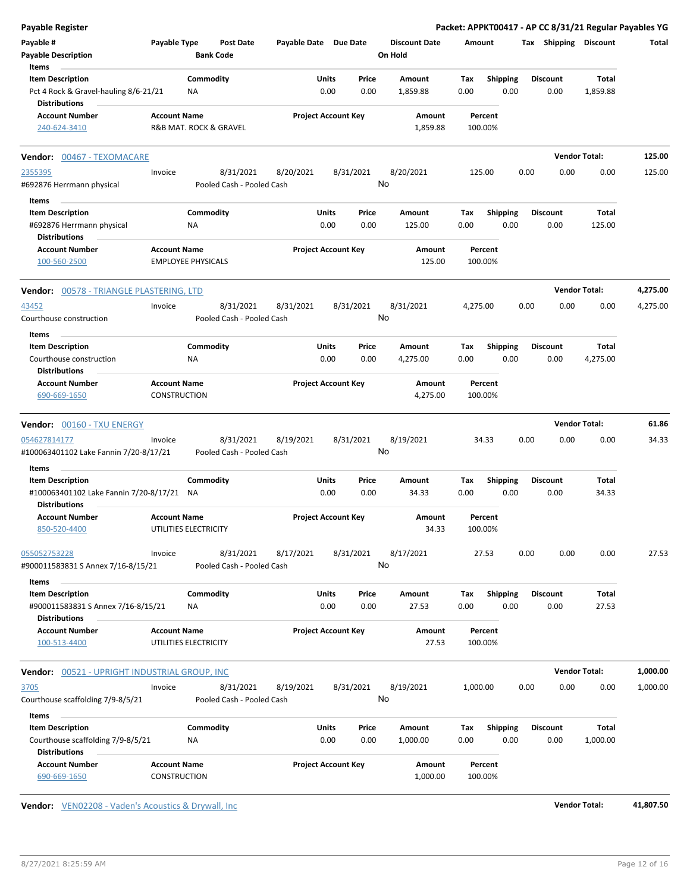**Payable Register** — **Packet: APPKT00417 - AP CC 8/31/21 Regular Payables YG**

| Payable # | Payable Type | Post Date | Payable Date | Due Date | Discount Date | Amount | Tax | Shipping | Discount | Total |
|---|---|---|---|---|---|---|---|---|---|---|
| Payable Description | | Bank Code | | | On Hold | | | | | |

| Item Description | Commodity | Units | Price | Amount | Tax | Shipping | Discount | Total |
|---|---|---|---|---|---|---|---|---|
| Pct 4 Rock & Gravel-hauling 8/6-21/21 | NA | 0.00 | 0.00 | 1,859.88 | 0.00 | 0.00 | 0.00 | 1,859.88 |

**Distributions**

| Account Number | Account Name | Project Account Key | Amount | Percent |
|---|---|---|---|---|
| 240-624-3410 | R&B MAT. ROCK & GRAVEL | | 1,859.88 | 100.00% |

**Vendor: 00467 - TEXOMACARE** — **Vendor Total: 125.00**

| Payable # | Payable Type | Post Date | Payable Date | Due Date | Discount Date | Amount | Tax | Shipping | Discount | Total |
|---|---|---|---|---|---|---|---|---|---|---|
| 2355395 | Invoice | 8/31/2021 | 8/20/2021 | 8/31/2021 | 8/20/2021 | 125.00 | 0.00 | 0.00 | 0.00 | 125.00 |
| #692876 Herrmann physical | | Pooled Cash - Pooled Cash | | | No | | | | | |

| Item Description | Commodity | Units | Price | Amount | Tax | Shipping | Discount | Total |
|---|---|---|---|---|---|---|---|---|
| #692876 Herrmann physical | NA | 0.00 | 0.00 | 125.00 | 0.00 | 0.00 | 0.00 | 125.00 |

**Distributions**

| Account Number | Account Name | Project Account Key | Amount | Percent |
|---|---|---|---|---|
| 100-560-2500 | EMPLOYEE PHYSICALS | | 125.00 | 100.00% |

**Vendor: 00578 - TRIANGLE PLASTERING, LTD** — **Vendor Total: 4,275.00**

| Payable # | Payable Type | Post Date | Payable Date | Due Date | Discount Date | Amount | Tax | Shipping | Discount | Total |
|---|---|---|---|---|---|---|---|---|---|---|
| 43452 | Invoice | 8/31/2021 | 8/31/2021 | 8/31/2021 | 8/31/2021 | 4,275.00 | 0.00 | 0.00 | 0.00 | 4,275.00 |
| Courthouse construction | | Pooled Cash - Pooled Cash | | | No | | | | | |

| Item Description | Commodity | Units | Price | Amount | Tax | Shipping | Discount | Total |
|---|---|---|---|---|---|---|---|---|
| Courthouse construction | NA | 0.00 | 0.00 | 4,275.00 | 0.00 | 0.00 | 0.00 | 4,275.00 |

**Distributions**

| Account Number | Account Name | Project Account Key | Amount | Percent |
|---|---|---|---|---|
| 690-669-1650 | CONSTRUCTION | | 4,275.00 | 100.00% |

**Vendor: 00160 - TXU ENERGY** — **Vendor Total: 61.86**

| Payable # | Payable Type | Post Date | Payable Date | Due Date | Discount Date | Amount | Tax | Shipping | Discount | Total |
|---|---|---|---|---|---|---|---|---|---|---|
| 054627814177 | Invoice | 8/31/2021 | 8/19/2021 | 8/31/2021 | 8/19/2021 | 34.33 | 0.00 | 0.00 | 0.00 | 34.33 |
| #100063401102 Lake Fannin 7/20-8/17/21 | | Pooled Cash - Pooled Cash | | | No | | | | | |

| Item Description | Commodity | Units | Price | Amount | Tax | Shipping | Discount | Total |
|---|---|---|---|---|---|---|---|---|
| #100063401102 Lake Fannin 7/20-8/17/21 | NA | 0.00 | 0.00 | 34.33 | 0.00 | 0.00 | 0.00 | 34.33 |

**Distributions**

| Account Number | Account Name | Project Account Key | Amount | Percent |
|---|---|---|---|---|
| 850-520-4400 | UTILITIES ELECTRICITY | | 34.33 | 100.00% |

| Payable # | Payable Type | Post Date | Payable Date | Due Date | Discount Date | Amount | Tax | Shipping | Discount | Total |
|---|---|---|---|---|---|---|---|---|---|---|
| 055052753228 | Invoice | 8/31/2021 | 8/17/2021 | 8/31/2021 | 8/17/2021 | 27.53 | 0.00 | 0.00 | 0.00 | 27.53 |
| #900011583831 S Annex 7/16-8/15/21 | | Pooled Cash - Pooled Cash | | | No | | | | | |

| Item Description | Commodity | Units | Price | Amount | Tax | Shipping | Discount | Total |
|---|---|---|---|---|---|---|---|---|
| #900011583831 S Annex 7/16-8/15/21 | NA | 0.00 | 0.00 | 27.53 | 0.00 | 0.00 | 0.00 | 27.53 |

**Distributions**

| Account Number | Account Name | Project Account Key | Amount | Percent |
|---|---|---|---|---|
| 100-513-4400 | UTILITIES ELECTRICITY | | 27.53 | 100.00% |

**Vendor: 00521 - UPRIGHT INDUSTRIAL GROUP, INC** — **Vendor Total: 1,000.00**

| Payable # | Payable Type | Post Date | Payable Date | Due Date | Discount Date | Amount | Tax | Shipping | Discount | Total |
|---|---|---|---|---|---|---|---|---|---|---|
| 3705 | Invoice | 8/31/2021 | 8/19/2021 | 8/31/2021 | 8/19/2021 | 1,000.00 | 0.00 | 0.00 | 0.00 | 1,000.00 |
| Courthouse scaffolding 7/9-8/5/21 | | Pooled Cash - Pooled Cash | | | No | | | | | |

| Item Description | Commodity | Units | Price | Amount | Tax | Shipping | Discount | Total |
|---|---|---|---|---|---|---|---|---|
| Courthouse scaffolding 7/9-8/5/21 | NA | 0.00 | 0.00 | 1,000.00 | 0.00 | 0.00 | 0.00 | 1,000.00 |

**Distributions**

| Account Number | Account Name | Project Account Key | Amount | Percent |
|---|---|---|---|---|
| 690-669-1650 | CONSTRUCTION | | 1,000.00 | 100.00% |

**Vendor: VEN02208 - Vaden's Acoustics & Drywall, Inc** — **Vendor Total: 41,807.50**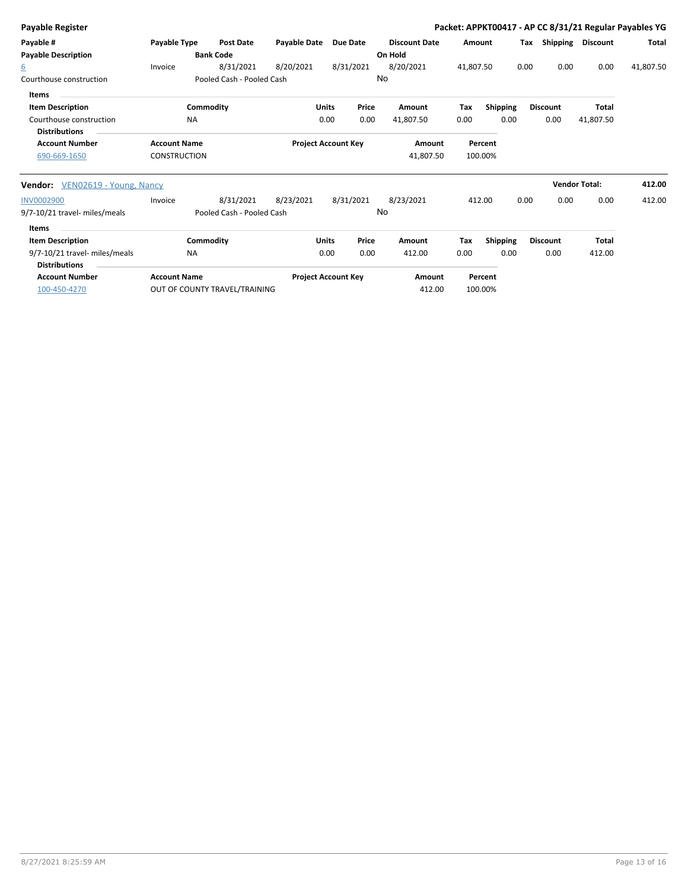**Payable Register** — **Packet: APPKT00417 - AP CC 8/31/21 Regular Payables YG**

| Payable # | Payable Type | Post Date | Payable Date | Due Date | Discount Date | Amount | Tax | Shipping | Discount | Total |
|---|---|---|---|---|---|---|---|---|---|---|
| **Payable Description** | | **Bank Code** | | | **On Hold** | | | | | |
| 6 | Invoice | 8/31/2021 | 8/20/2021 | 8/31/2021 | 8/20/2021 | 41,807.50 | 0.00 | 0.00 | 0.00 | 41,807.50 |
| Courthouse construction | | Pooled Cash - Pooled Cash | | | No | | | | | |

**Items**

| Item Description | Commodity | Units | Price | Amount | Tax | Shipping | Discount | Total |
|---|---|---|---|---|---|---|---|---|
| Courthouse construction | NA | 0.00 | 0.00 | 41,807.50 | 0.00 | 0.00 | 0.00 | 41,807.50 |

**Distributions**

| Account Number | Account Name | Project Account Key | Amount | Percent |
|---|---|---|---|---|
| 690-669-1650 | CONSTRUCTION | | 41,807.50 | 100.00% |

**Vendor:** VEN02619 - Young, Nancy — **Vendor Total: 412.00**

| Payable # | Payable Type | Post Date | Payable Date | Due Date | Discount Date | Amount | Tax | Shipping | Discount | Total |
|---|---|---|---|---|---|---|---|---|---|---|
| INV0002900 | Invoice | 8/31/2021 | 8/23/2021 | 8/31/2021 | 8/23/2021 | 412.00 | 0.00 | 0.00 | 0.00 | 412.00 |
| 9/7-10/21 travel- miles/meals | | Pooled Cash - Pooled Cash | | | No | | | | | |

**Items**

| Item Description | Commodity | Units | Price | Amount | Tax | Shipping | Discount | Total |
|---|---|---|---|---|---|---|---|---|
| 9/7-10/21 travel- miles/meals | NA | 0.00 | 0.00 | 412.00 | 0.00 | 0.00 | 0.00 | 412.00 |

**Distributions**

| Account Number | Account Name | Project Account Key | Amount | Percent |
|---|---|---|---|---|
| 100-450-4270 | OUT OF COUNTY TRAVEL/TRAINING | | 412.00 | 100.00% |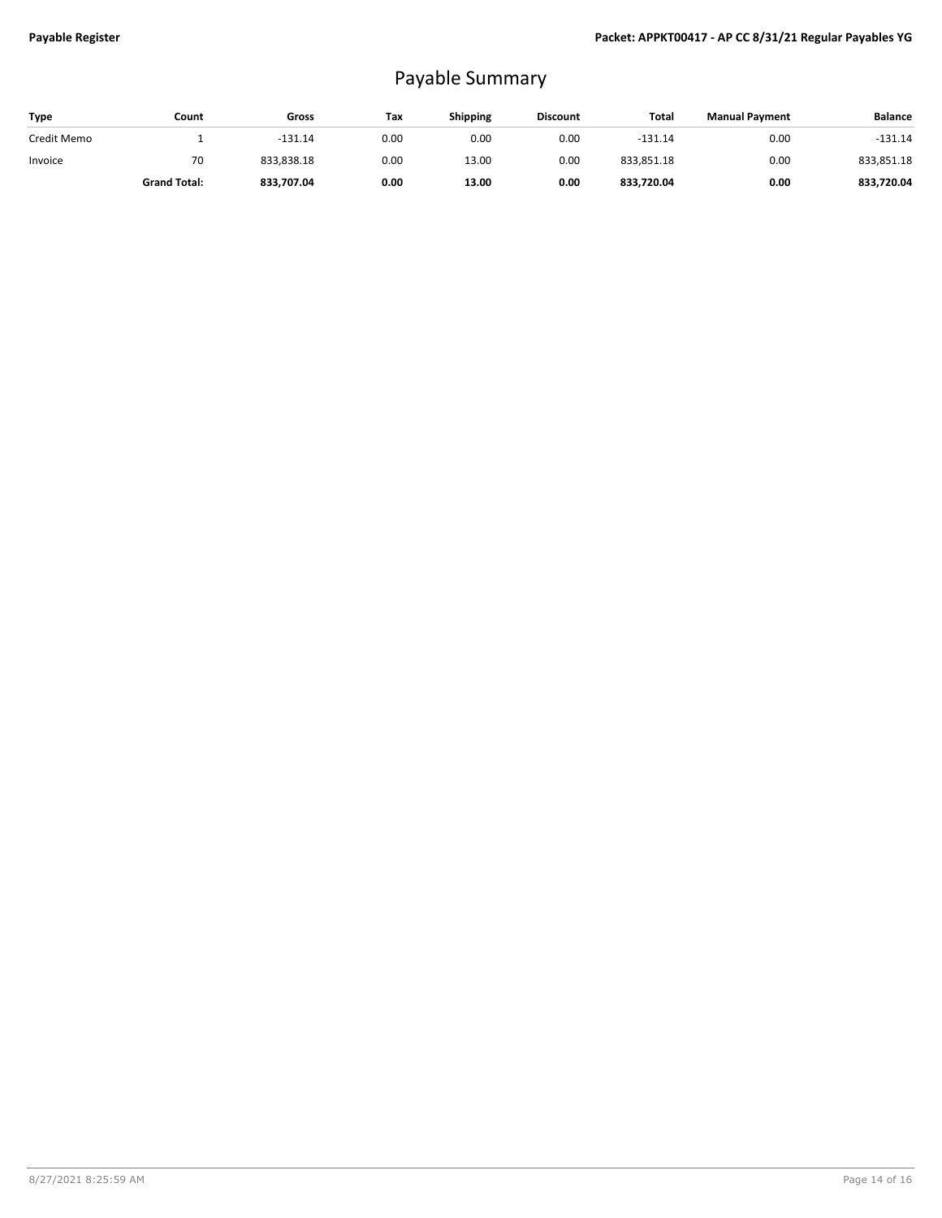# Payable Summary

| Type | Count | Gross | Tax | Shipping | Discount | Total | Manual Payment | Balance |
|---|---|---|---|---|---|---|---|---|
| Credit Memo | 1 | -131.14 | 0.00 | 0.00 | 0.00 | -131.14 | 0.00 | -131.14 |
| Invoice | 70 | 833,838.18 | 0.00 | 13.00 | 0.00 | 833,851.18 | 0.00 | 833,851.18 |
| | **Grand Total:** | **833,707.04** | **0.00** | **13.00** | **0.00** | **833,720.04** | **0.00** | **833,720.04** |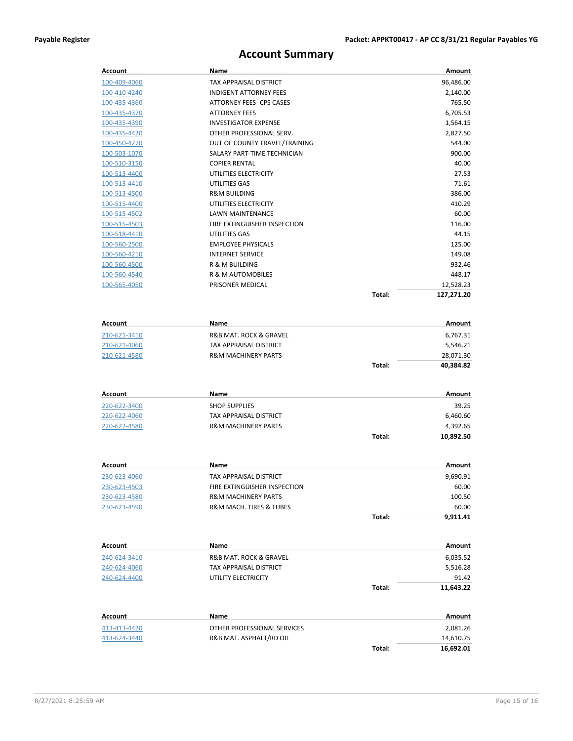## Account Summary

| Account | Name | | Amount |
|---|---|---|---|
| 100-409-4060 | TAX APPRAISAL DISTRICT | | 96,486.00 |
| 100-410-4240 | INDIGENT ATTORNEY FEES | | 2,140.00 |
| 100-435-4360 | ATTORNEY FEES- CPS CASES | | 765.50 |
| 100-435-4370 | ATTORNEY FEES | | 6,705.53 |
| 100-435-4390 | INVESTIGATOR EXPENSE | | 1,564.15 |
| 100-435-4420 | OTHER PROFESSIONAL SERV. | | 2,827.50 |
| 100-450-4270 | OUT OF COUNTY TRAVEL/TRAINING | | 544.00 |
| 100-503-1070 | SALARY PART-TIME TECHNICIAN | | 900.00 |
| 100-510-3150 | COPIER RENTAL | | 40.00 |
| 100-513-4400 | UTILITIES ELECTRICITY | | 27.53 |
| 100-513-4410 | UTILITIES GAS | | 71.61 |
| 100-513-4500 | R&M BUILDING | | 386.00 |
| 100-515-4400 | UTILITIES ELECTRICITY | | 410.29 |
| 100-515-4502 | LAWN MAINTENANCE | | 60.00 |
| 100-515-4503 | FIRE EXTINGUISHER INSPECTION | | 116.00 |
| 100-518-4410 | UTILITIES GAS | | 44.15 |
| 100-560-2500 | EMPLOYEE PHYSICALS | | 125.00 |
| 100-560-4210 | INTERNET SERVICE | | 149.08 |
| 100-560-4500 | R & M BUILDING | | 932.46 |
| 100-560-4540 | R & M AUTOMOBILES | | 448.17 |
| 100-565-4050 | PRISONER MEDICAL | | 12,528.23 |
| | | **Total:** | **127,271.20** |

| Account | Name | | Amount |
|---|---|---|---|
| 210-621-3410 | R&B MAT. ROCK & GRAVEL | | 6,767.31 |
| 210-621-4060 | TAX APPRAISAL DISTRICT | | 5,546.21 |
| 210-621-4580 | R&M MACHINERY PARTS | | 28,071.30 |
| | | **Total:** | **40,384.82** |

| Account | Name | | Amount |
|---|---|---|---|
| 220-622-3400 | SHOP SUPPLIES | | 39.25 |
| 220-622-4060 | TAX APPRAISAL DISTRICT | | 6,460.60 |
| 220-622-4580 | R&M MACHINERY PARTS | | 4,392.65 |
| | | **Total:** | **10,892.50** |

| Account | Name | | Amount |
|---|---|---|---|
| 230-623-4060 | TAX APPRAISAL DISTRICT | | 9,690.91 |
| 230-623-4503 | FIRE EXTINGUISHER INSPECTION | | 60.00 |
| 230-623-4580 | R&M MACHINERY PARTS | | 100.50 |
| 230-623-4590 | R&M MACH. TIRES & TUBES | | 60.00 |
| | | **Total:** | **9,911.41** |

| Account | Name | | Amount |
|---|---|---|---|
| 240-624-3410 | R&B MAT. ROCK & GRAVEL | | 6,035.52 |
| 240-624-4060 | TAX APPRAISAL DISTRICT | | 5,516.28 |
| 240-624-4400 | UTILITY ELECTRICITY | | 91.42 |
| | | **Total:** | **11,643.22** |

| Account | Name | | Amount |
|---|---|---|---|
| 413-413-4420 | OTHER PROFESSIONAL SERVICES | | 2,081.26 |
| 413-624-3440 | R&B MAT. ASPHALT/RD OIL | | 14,610.75 |
| | | **Total:** | **16,692.01** |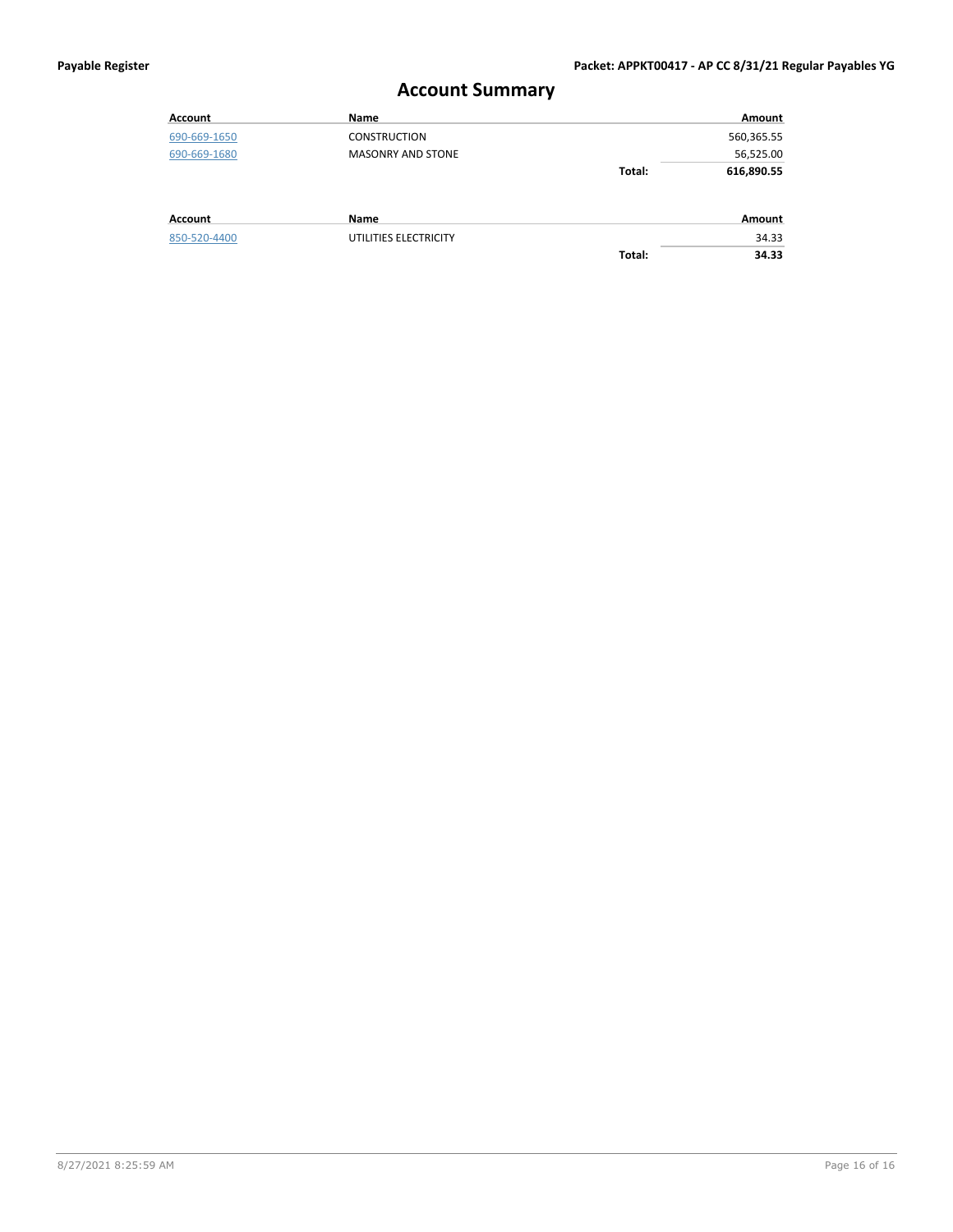# Account Summary

| Account | Name | | Amount |
|---|---|---|---|
| 690-669-1650 | CONSTRUCTION | | 560,365.55 |
| 690-669-1680 | MASONRY AND STONE | | 56,525.00 |
| | | **Total:** | **616,890.55** |

| Account | Name | | Amount |
|---|---|---|---|
| 850-520-4400 | UTILITIES ELECTRICITY | | 34.33 |
| | | **Total:** | **34.33** |